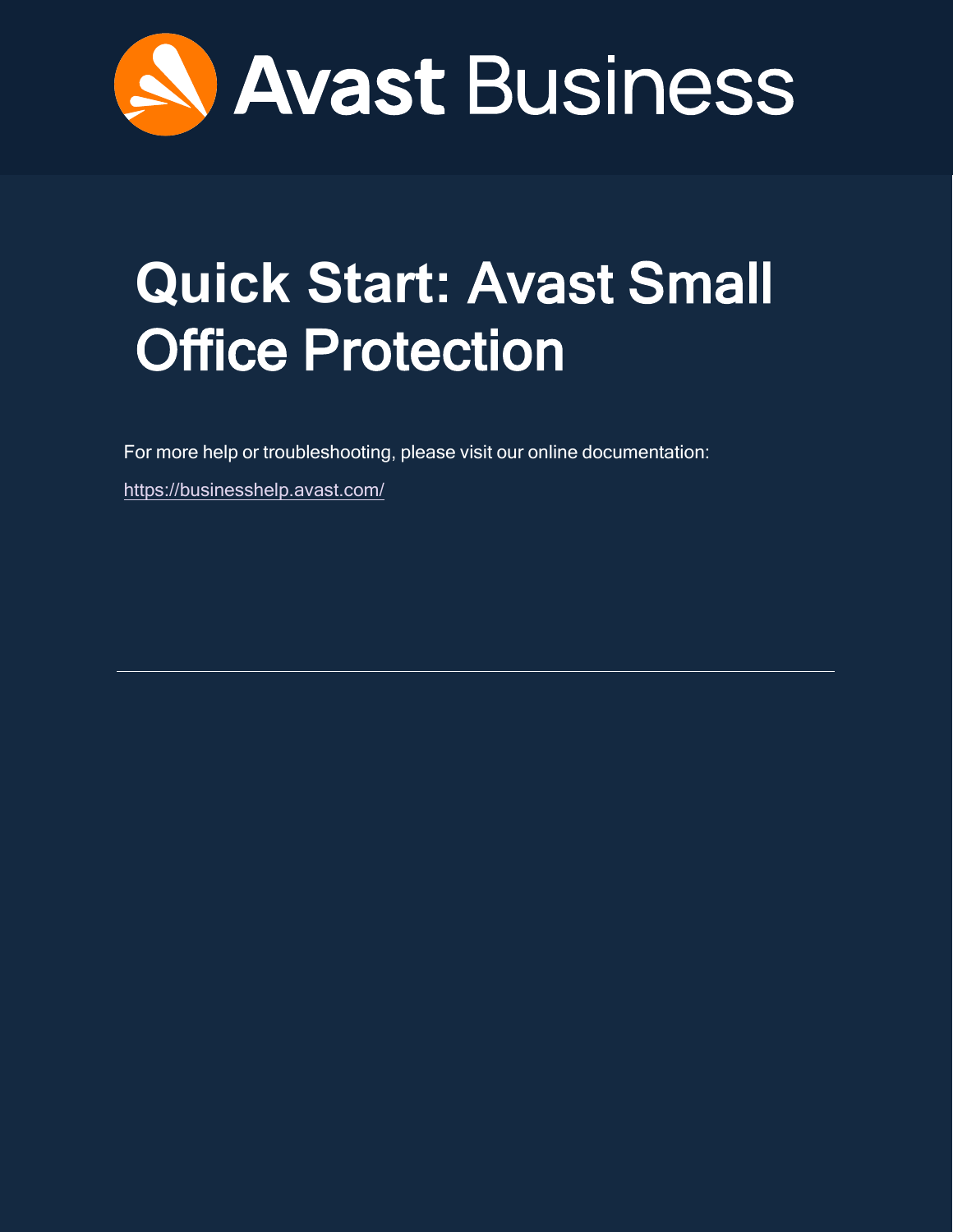Avast Business

# Quick Start: Avast Small Office Protection

For more help or troubleshooting, please visit our online documentation:

https://businesshelp.avast.com/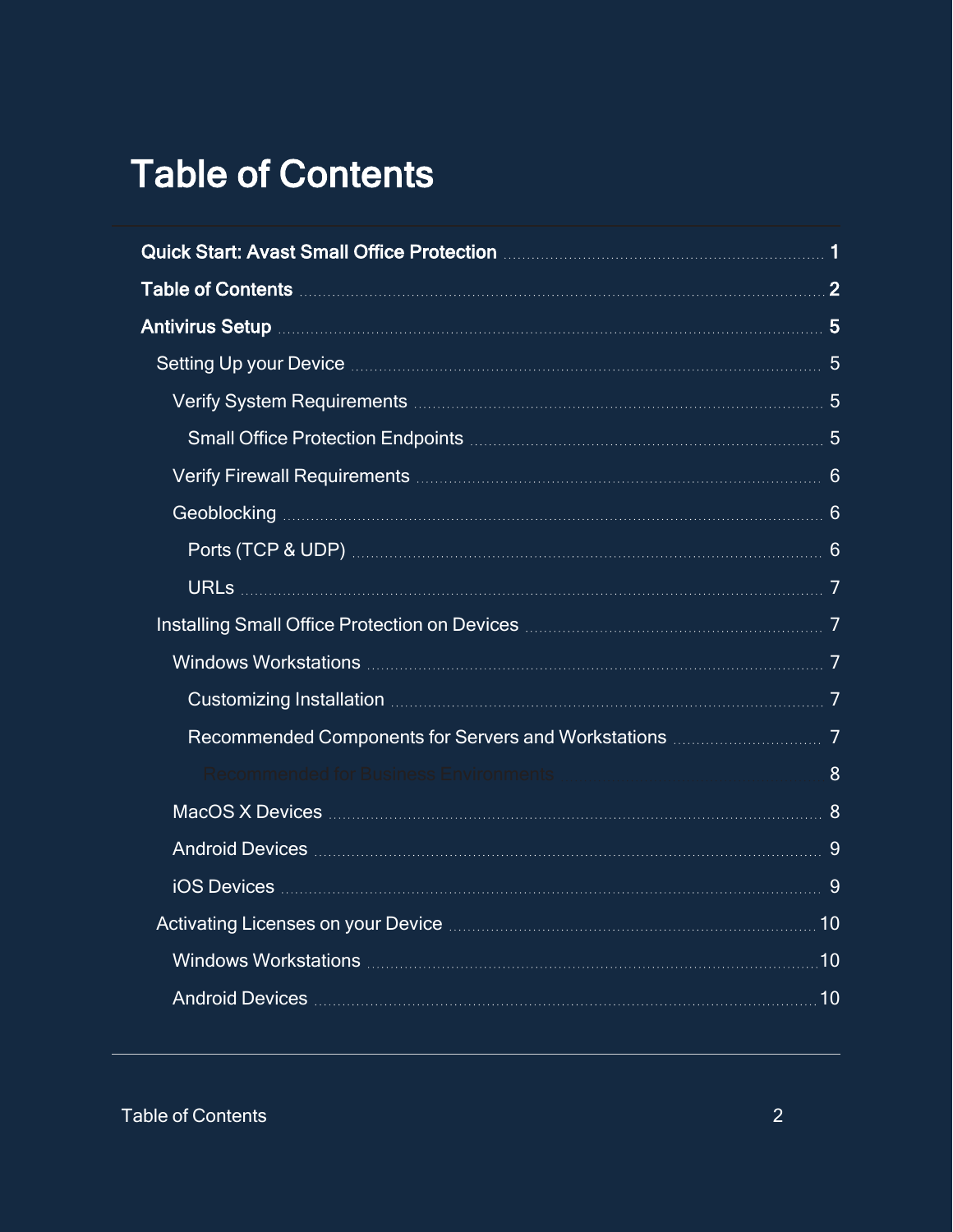# Table of Contents

- **Quick Start: Avast Small Office Protection** 1
- **Table of Contents** 2
- **Antivirus Setup** 5
  - Setting Up your Device 5
    - Verify System Requirements 5
      - Small Office Protection Endpoints 5
    - Verify Firewall Requirements 6
    - Geoblocking 6
      - Ports (TCP & UDP) 6
      - URLs 7
  - Installing Small Office Protection on Devices 7
    - Windows Workstations 7
      - Customizing Installation 7
      - Recommended Components for Servers and Workstations 7
        - Recommended for Business Environments 8
    - MacOS X Devices 8
    - Android Devices 9
    - iOS Devices 9
  - Activating Licenses on your Device 10
    - Windows Workstations 10
    - Android Devices 10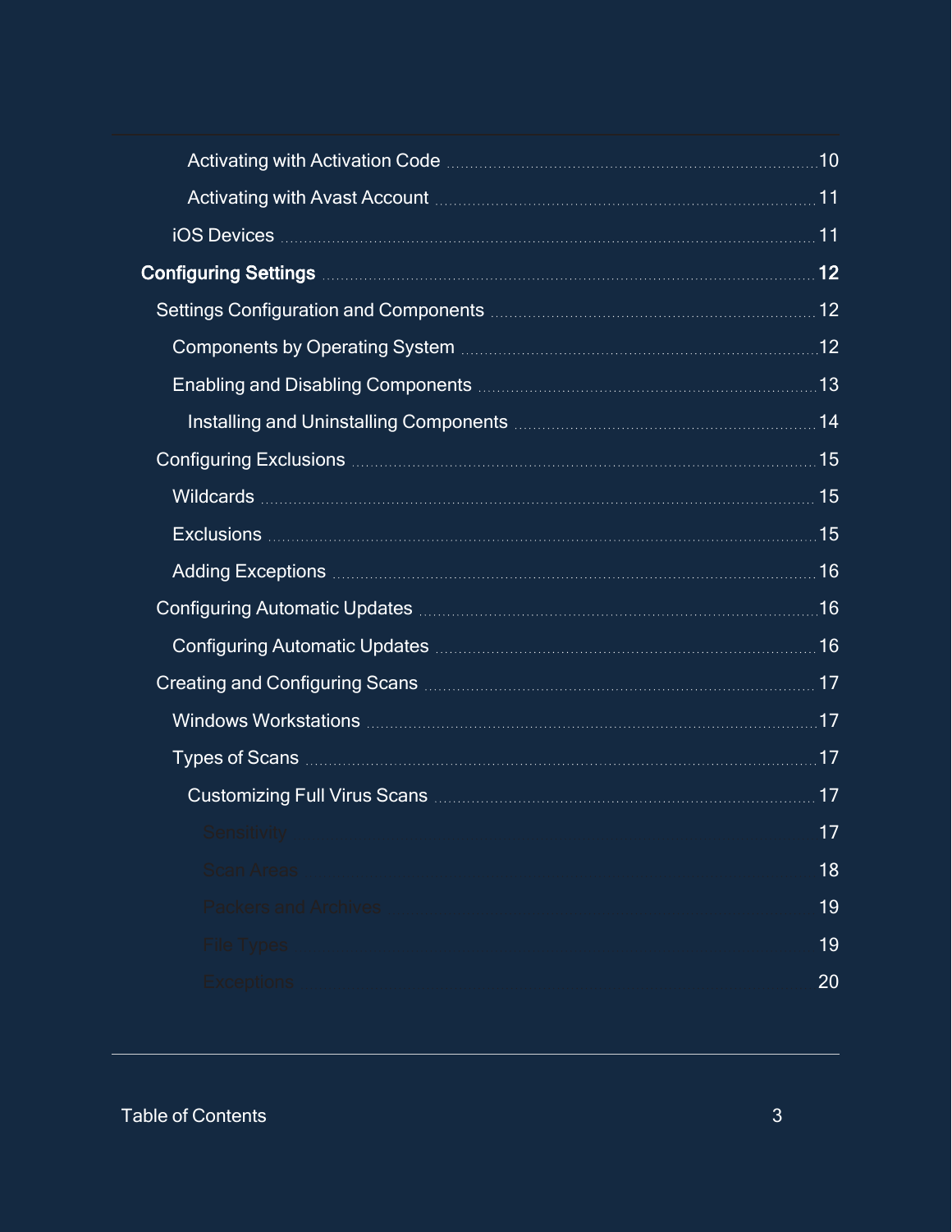- Activating with Activation Code ........ 10
- Activating with Avast Account ........ 11
- iOS Devices ........ 11

**Configuring Settings ........ 12**

- Settings Configuration and Components ........ 12
  - Components by Operating System ........ 12
  - Enabling and Disabling Components ........ 13
    - Installing and Uninstalling Components ........ 14
- Configuring Exclusions ........ 15
  - Wildcards ........ 15
  - Exclusions ........ 15
  - Adding Exceptions ........ 16
- Configuring Automatic Updates ........ 16
  - Configuring Automatic Updates ........ 16
- Creating and Configuring Scans ........ 17
  - Windows Workstations ........ 17
  - Types of Scans ........ 17
    - Customizing Full Virus Scans ........ 17
      - Sensitivity ........ 17
      - Scan Areas ........ 18
      - Packers and Archives ........ 19
      - File Types ........ 19
      - Exceptions ........ 20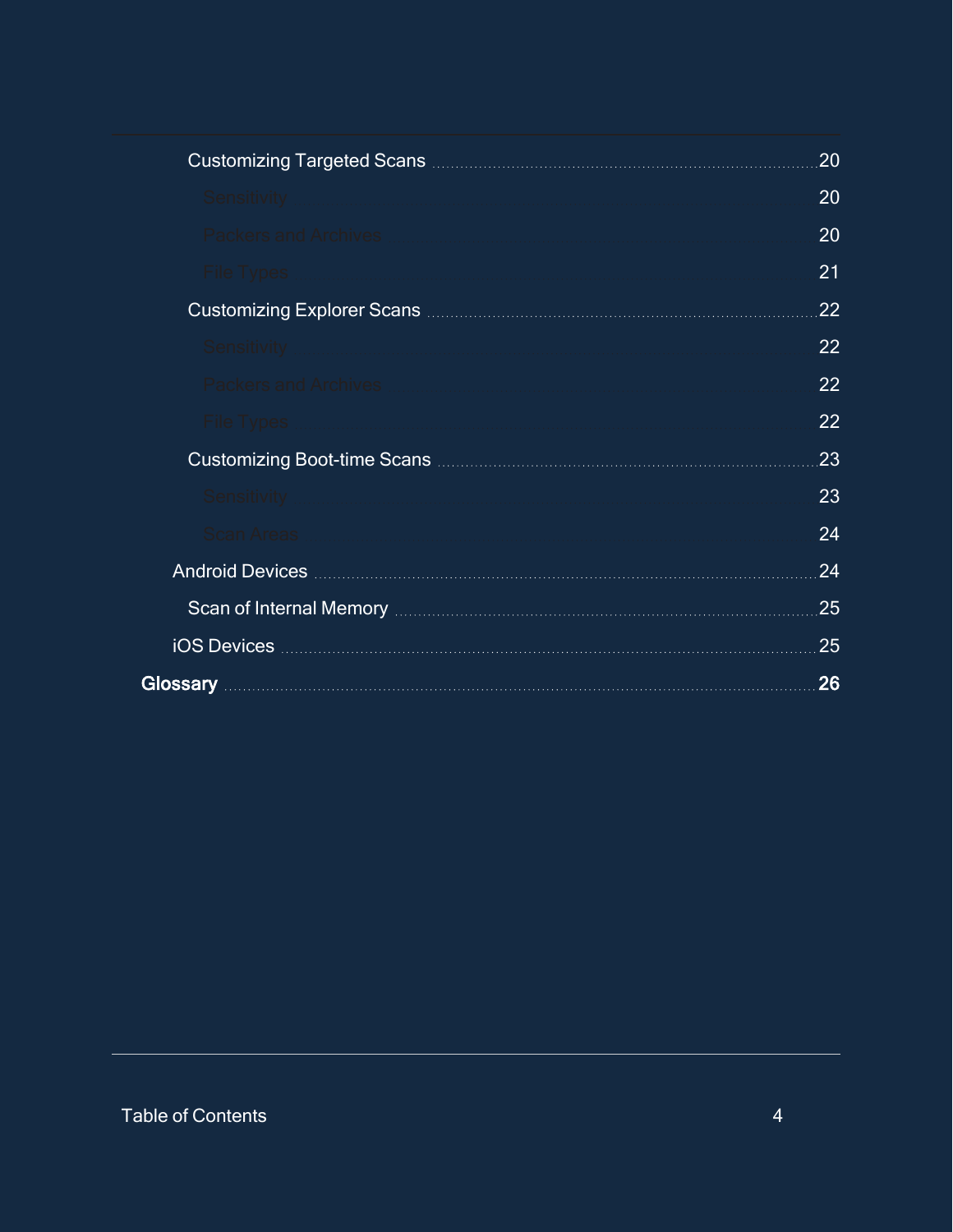- Customizing Targeted Scans ... 20
  - Sensitivity ... 20
  - Packers and Archives ... 20
  - File Types ... 21
- Customizing Explorer Scans ... 22
  - Sensitivity ... 22
  - Packers and Archives ... 22
  - File Types ... 22
- Customizing Boot-time Scans ... 23
  - Sensitivity ... 23
  - Scan Areas ... 24
- Android Devices ... 24
  - Scan of Internal Memory ... 25
- iOS Devices ... 25

**Glossary ... 26**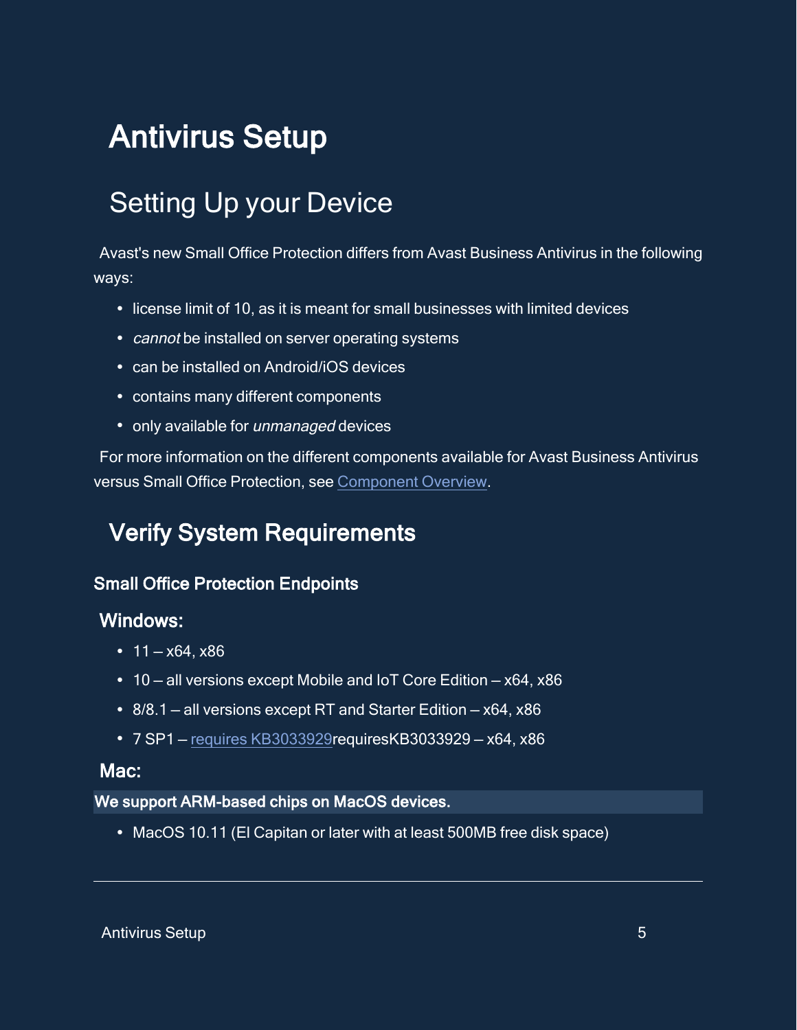# Antivirus Setup

## Setting Up your Device

Avast's new Small Office Protection differs from Avast Business Antivirus in the following ways:

- license limit of 10, as it is meant for small businesses with limited devices
- *cannot* be installed on server operating systems
- can be installed on Android/iOS devices
- contains many different components
- only available for *unmanaged* devices

For more information on the different components available for Avast Business Antivirus versus Small Office Protection, see Component Overview.

## Verify System Requirements

#### Small Office Protection Endpoints

### Windows:

- 11 – x64, x86
- 10 – all versions except Mobile and IoT Core Edition – x64, x86
- 8/8.1 – all versions except RT and Starter Edition – x64, x86
- 7 SP1 – requires KB3033929requiresKB3033929 – x64, x86

### Mac:

**We support ARM-based chips on MacOS devices.**

- MacOS 10.11 (El Capitan or later with at least 500MB free disk space)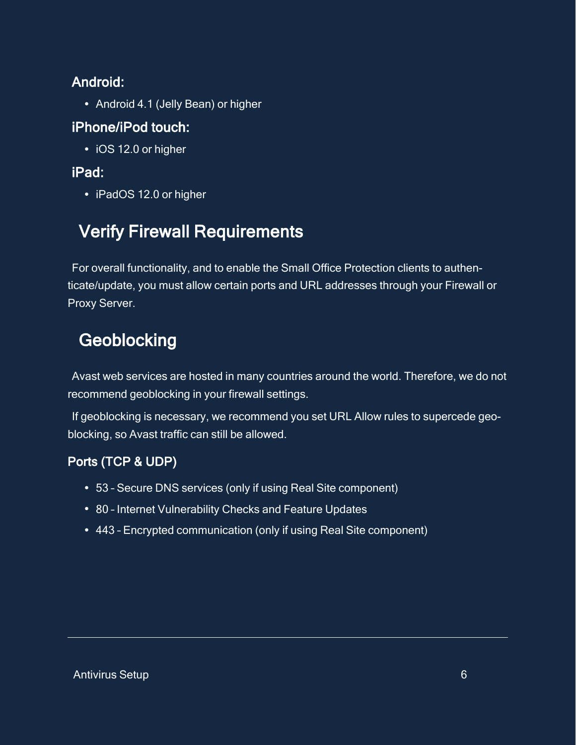### Android:

- Android 4.1 (Jelly Bean) or higher

### iPhone/iPod touch:

- iOS 12.0 or higher

### iPad:

- iPadOS 12.0 or higher

## Verify Firewall Requirements

For overall functionality, and to enable the Small Office Protection clients to authenticate/update, you must allow certain ports and URL addresses through your Firewall or Proxy Server.

## Geoblocking

Avast web services are hosted in many countries around the world. Therefore, we do not recommend geoblocking in your firewall settings.

If geoblocking is necessary, we recommend you set URL Allow rules to supercede geoblocking, so Avast traffic can still be allowed.

### Ports (TCP & UDP)

- 53 – Secure DNS services (only if using Real Site component)
- 80 – Internet Vulnerability Checks and Feature Updates
- 443 – Encrypted communication (only if using Real Site component)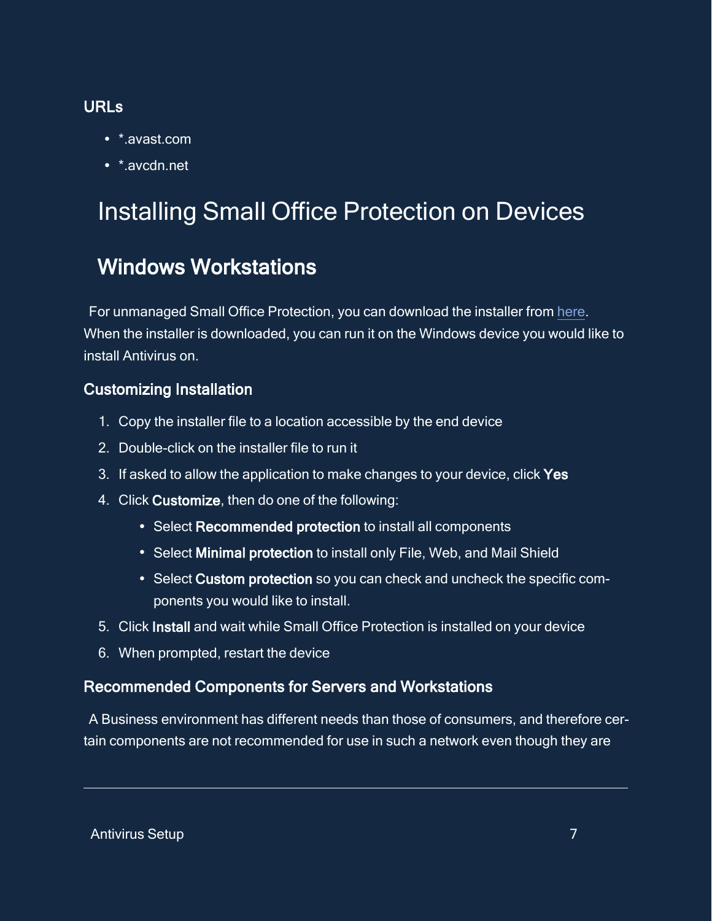### URLs

- *.avast.com
- *.avcdn.net

# Installing Small Office Protection on Devices

## Windows Workstations

For unmanaged Small Office Protection, you can download the installer from here. When the installer is downloaded, you can run it on the Windows device you would like to install Antivirus on.

### Customizing Installation

1. Copy the installer file to a location accessible by the end device
2. Double-click on the installer file to run it
3. If asked to allow the application to make changes to your device, click **Yes**
4. Click **Customize**, then do one of the following:
    - Select **Recommended protection** to install all components
    - Select **Minimal protection** to install only File, Web, and Mail Shield
    - Select **Custom protection** so you can check and uncheck the specific components you would like to install.
5. Click **Install** and wait while Small Office Protection is installed on your device
6. When prompted, restart the device

### Recommended Components for Servers and Workstations

A Business environment has different needs than those of consumers, and therefore certain components are not recommended for use in such a network even though they are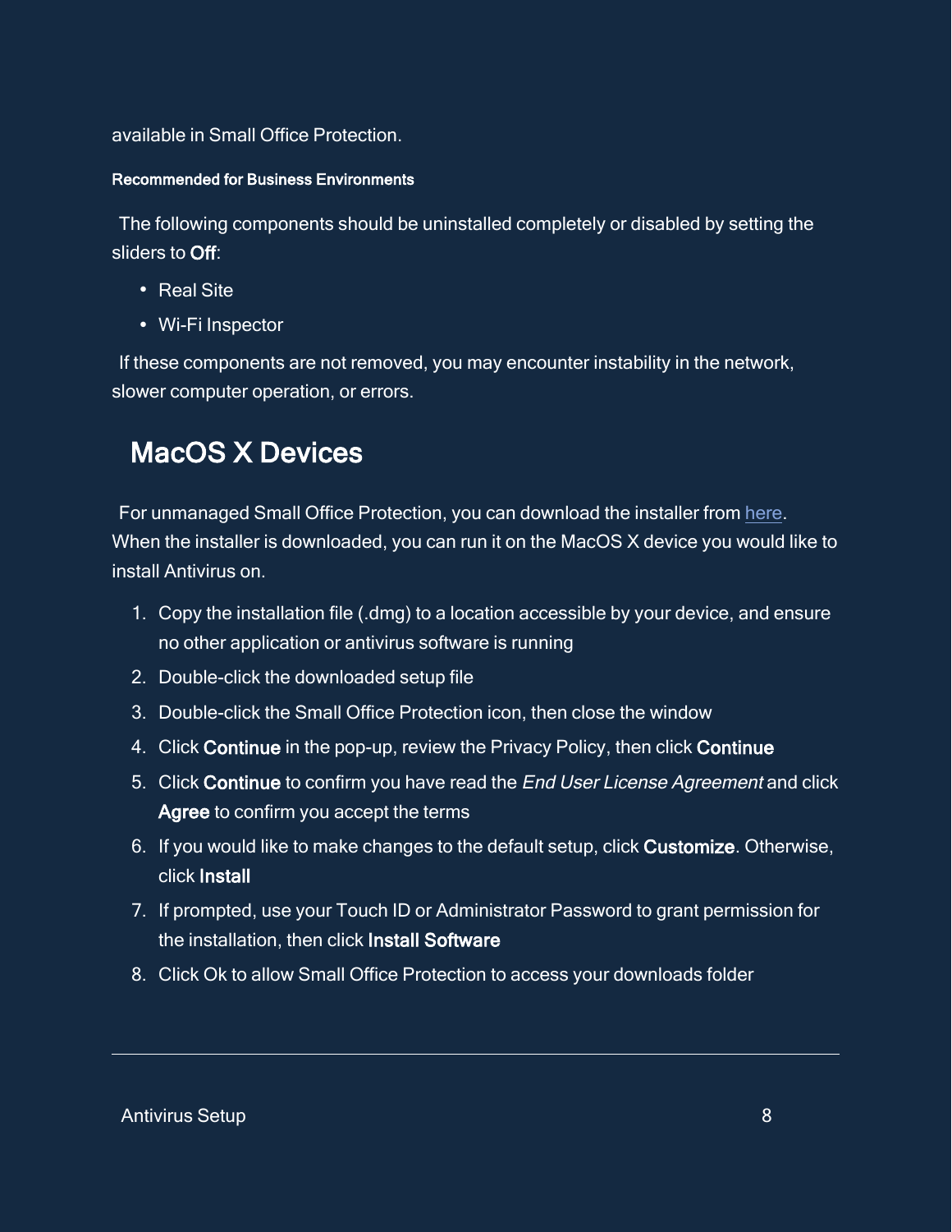available in Small Office Protection.

#### Recommended for Business Environments

The following components should be uninstalled completely or disabled by setting the sliders to **Off**:

- Real Site
- Wi-Fi Inspector

If these components are not removed, you may encounter instability in the network, slower computer operation, or errors.

## MacOS X Devices

For unmanaged Small Office Protection, you can download the installer from [here](). When the installer is downloaded, you can run it on the MacOS X device you would like to install Antivirus on.

1. Copy the installation file (.dmg) to a location accessible by your device, and ensure no other application or antivirus software is running
2. Double-click the downloaded setup file
3. Double-click the Small Office Protection icon, then close the window
4. Click **Continue** in the pop-up, review the Privacy Policy, then click **Continue**
5. Click **Continue** to confirm you have read the *End User License Agreement* and click **Agree** to confirm you accept the terms
6. If you would like to make changes to the default setup, click **Customize**. Otherwise, click **Install**
7. If prompted, use your Touch ID or Administrator Password to grant permission for the installation, then click **Install Software**
8. Click Ok to allow Small Office Protection to access your downloads folder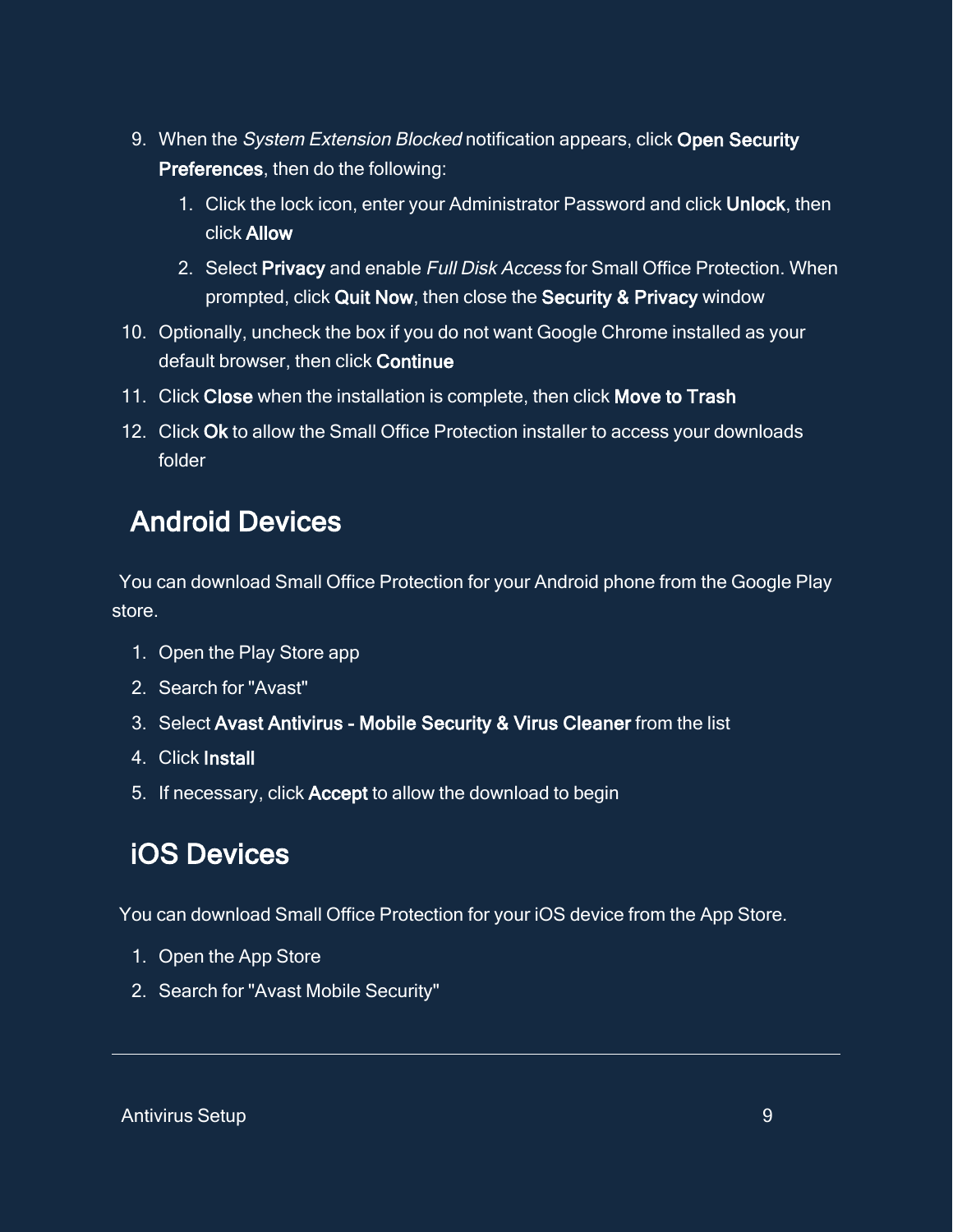9. When the *System Extension Blocked* notification appears, click **Open Security Preferences**, then do the following:
    1. Click the lock icon, enter your Administrator Password and click **Unlock**, then click **Allow**
    2. Select **Privacy** and enable *Full Disk Access* for Small Office Protection. When prompted, click **Quit Now**, then close the **Security & Privacy** window
10. Optionally, uncheck the box if you do not want Google Chrome installed as your default browser, then click **Continue**
11. Click **Close** when the installation is complete, then click **Move to Trash**
12. Click **Ok** to allow the Small Office Protection installer to access your downloads folder

## Android Devices

You can download Small Office Protection for your Android phone from the Google Play store.

1. Open the Play Store app
2. Search for "Avast"
3. Select **Avast Antivirus - Mobile Security & Virus Cleaner** from the list
4. Click **Install**
5. If necessary, click **Accept** to allow the download to begin

## iOS Devices

You can download Small Office Protection for your iOS device from the App Store.

1. Open the App Store
2. Search for "Avast Mobile Security"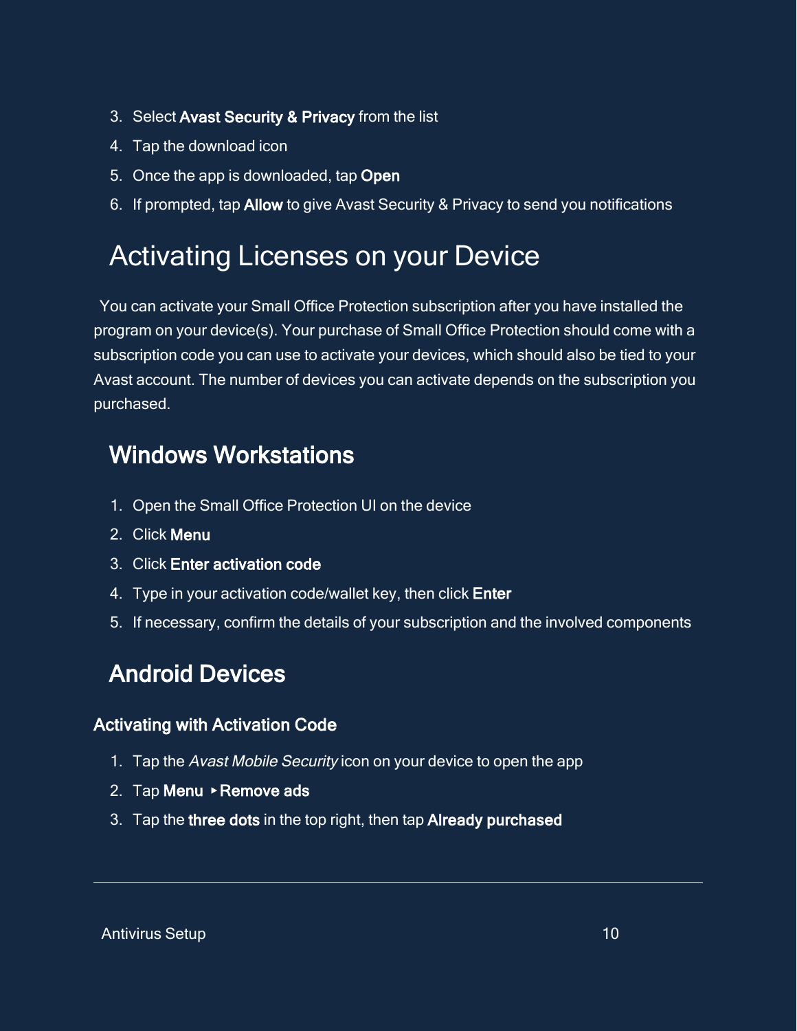3. Select **Avast Security & Privacy** from the list
4. Tap the download icon
5. Once the app is downloaded, tap **Open**
6. If prompted, tap **Allow** to give Avast Security & Privacy to send you notifications

# Activating Licenses on your Device

You can activate your Small Office Protection subscription after you have installed the program on your device(s). Your purchase of Small Office Protection should come with a subscription code you can use to activate your devices, which should also be tied to your Avast account. The number of devices you can activate depends on the subscription you purchased.

## Windows Workstations

1. Open the Small Office Protection UI on the device
2. Click **Menu**
3. Click **Enter activation code**
4. Type in your activation code/wallet key, then click **Enter**
5. If necessary, confirm the details of your subscription and the involved components

## Android Devices

### Activating with Activation Code

1. Tap the *Avast Mobile Security* icon on your device to open the app
2. Tap **Menu** ▸ **Remove ads**
3. Tap the **three dots** in the top right, then tap **Already purchased**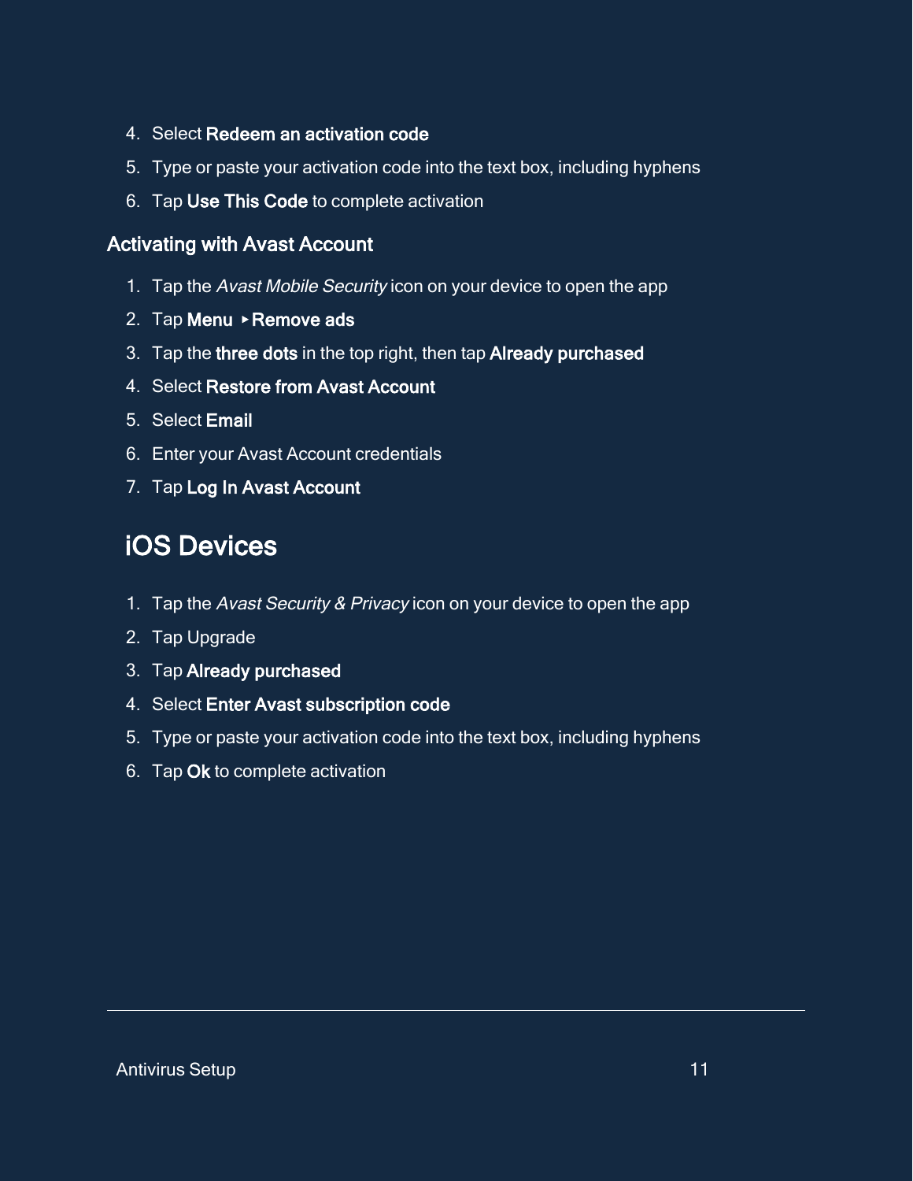4. Select **Redeem an activation code**
5. Type or paste your activation code into the text box, including hyphens
6. Tap **Use This Code** to complete activation

### Activating with Avast Account

1. Tap the *Avast Mobile Security* icon on your device to open the app
2. Tap **Menu** ▸ **Remove ads**
3. Tap the **three dots** in the top right, then tap **Already purchased**
4. Select **Restore from Avast Account**
5. Select **Email**
6. Enter your Avast Account credentials
7. Tap **Log In Avast Account**

## iOS Devices

1. Tap the *Avast Security & Privacy* icon on your device to open the app
2. Tap Upgrade
3. Tap **Already purchased**
4. Select **Enter Avast subscription code**
5. Type or paste your activation code into the text box, including hyphens
6. Tap **Ok** to complete activation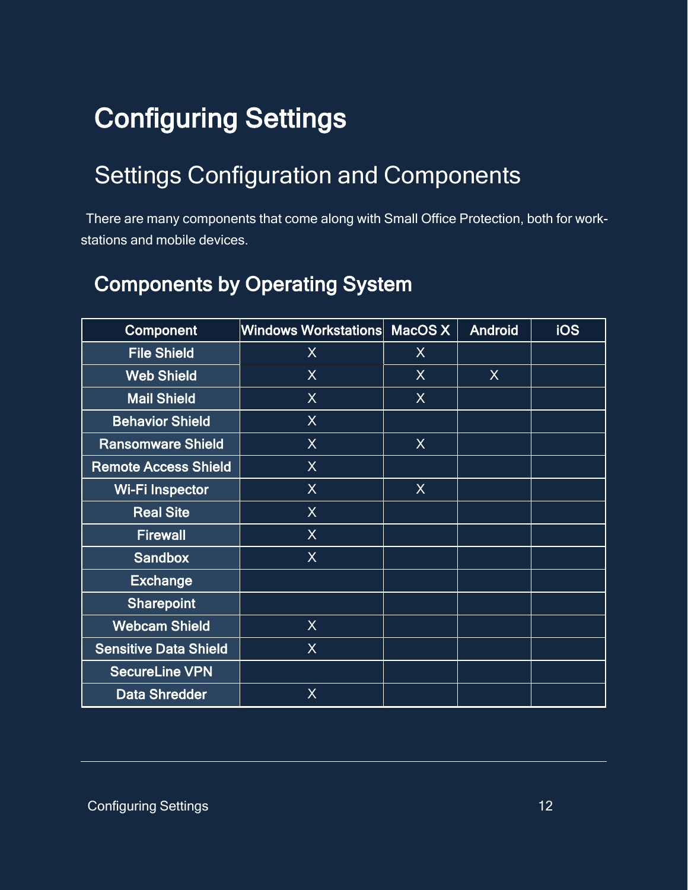# Configuring Settings

## Settings Configuration and Components

There are many components that come along with Small Office Protection, both for workstations and mobile devices.

### Components by Operating System

| Component | Windows Workstations | MacOS X | Android | iOS |
|---|---|---|---|---|
| File Shield | X | X | | |
| Web Shield | X | X | X | |
| Mail Shield | X | X | | |
| Behavior Shield | X | | | |
| Ransomware Shield | X | X | | |
| Remote Access Shield | X | | | |
| Wi-Fi Inspector | X | X | | |
| Real Site | X | | | |
| Firewall | X | | | |
| Sandbox | X | | | |
| Exchange | | | | |
| Sharepoint | | | | |
| Webcam Shield | X | | | |
| Sensitive Data Shield | X | | | |
| SecureLine VPN | | | | |
| Data Shredder | X | | | |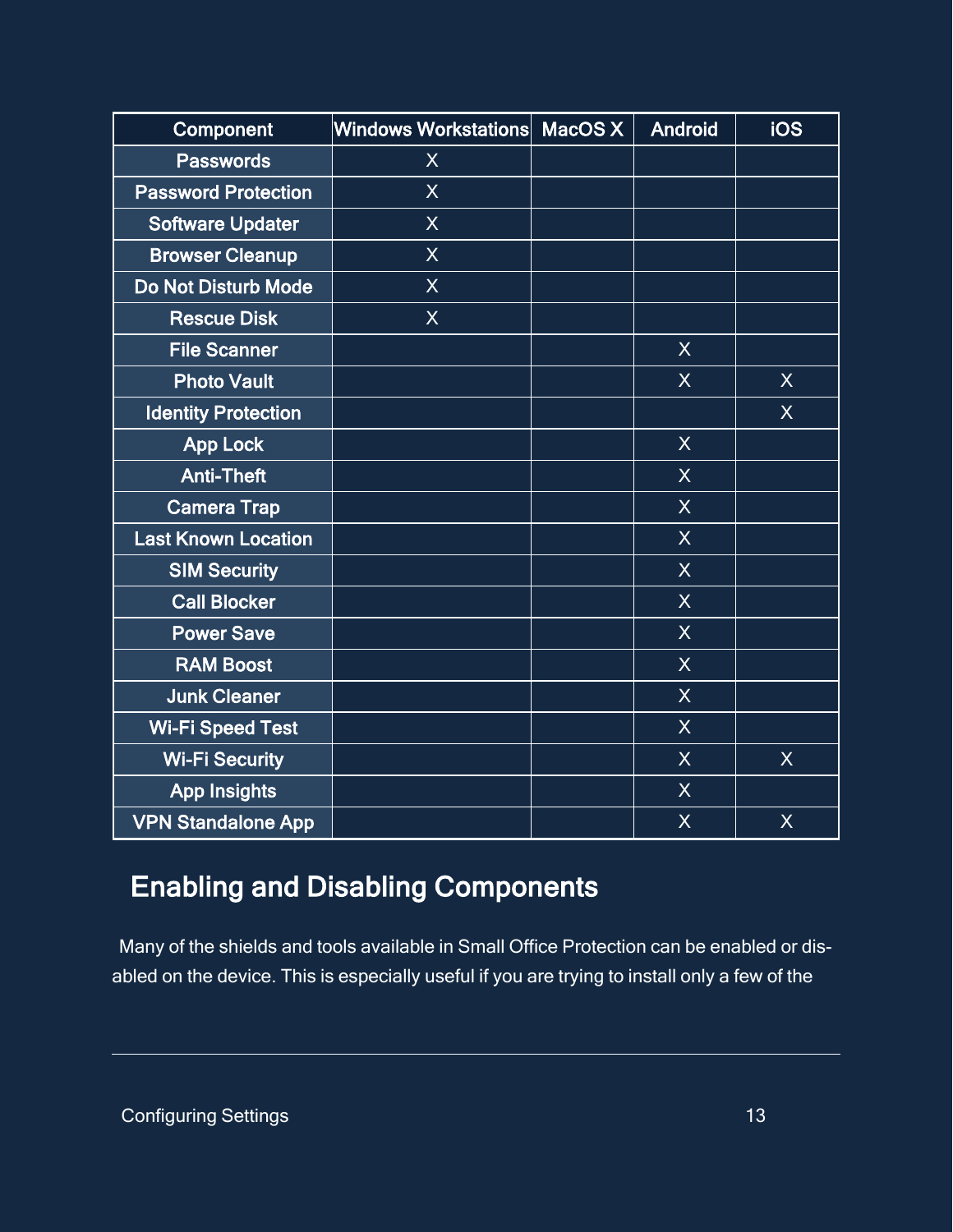| Component | Windows Workstations | MacOS X | Android | iOS |
|---|---|---|---|---|
| Passwords | X | | | |
| Password Protection | X | | | |
| Software Updater | X | | | |
| Browser Cleanup | X | | | |
| Do Not Disturb Mode | X | | | |
| Rescue Disk | X | | | |
| File Scanner | | | X | |
| Photo Vault | | | X | X |
| Identity Protection | | | | X |
| App Lock | | | X | |
| Anti-Theft | | | X | |
| Camera Trap | | | X | |
| Last Known Location | | | X | |
| SIM Security | | | X | |
| Call Blocker | | | X | |
| Power Save | | | X | |
| RAM Boost | | | X | |
| Junk Cleaner | | | X | |
| Wi-Fi Speed Test | | | X | |
| Wi-Fi Security | | | X | X |
| App Insights | | | X | |
| VPN Standalone App | | | X | X |

## Enabling and Disabling Components

Many of the shields and tools available in Small Office Protection can be enabled or disabled on the device. This is especially useful if you are trying to install only a few of the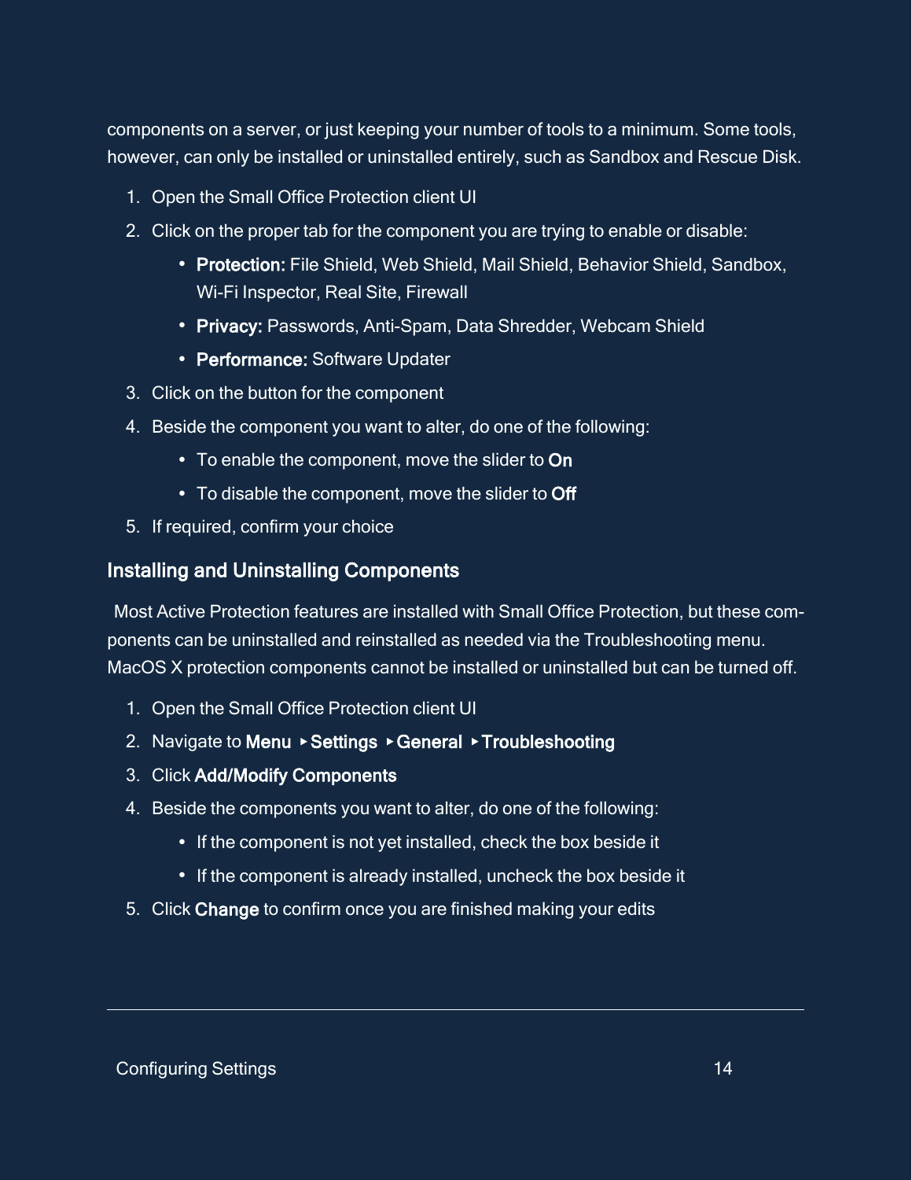components on a server, or just keeping your number of tools to a minimum. Some tools, however, can only be installed or uninstalled entirely, such as Sandbox and Rescue Disk.

1. Open the Small Office Protection client UI
2. Click on the proper tab for the component you are trying to enable or disable:
   - **Protection:** File Shield, Web Shield, Mail Shield, Behavior Shield, Sandbox, Wi-Fi Inspector, Real Site, Firewall
   - **Privacy:** Passwords, Anti-Spam, Data Shredder, Webcam Shield
   - **Performance:** Software Updater
3. Click on the button for the component
4. Beside the component you want to alter, do one of the following:
   - To enable the component, move the slider to **On**
   - To disable the component, move the slider to **Off**
5. If required, confirm your choice

### Installing and Uninstalling Components

Most Active Protection features are installed with Small Office Protection, but these components can be uninstalled and reinstalled as needed via the Troubleshooting menu. MacOS X protection components cannot be installed or uninstalled but can be turned off.

1. Open the Small Office Protection client UI
2. Navigate to **Menu** ▸ **Settings** ▸ **General** ▸ **Troubleshooting**
3. Click **Add/Modify Components**
4. Beside the components you want to alter, do one of the following:
   - If the component is not yet installed, check the box beside it
   - If the component is already installed, uncheck the box beside it
5. Click **Change** to confirm once you are finished making your edits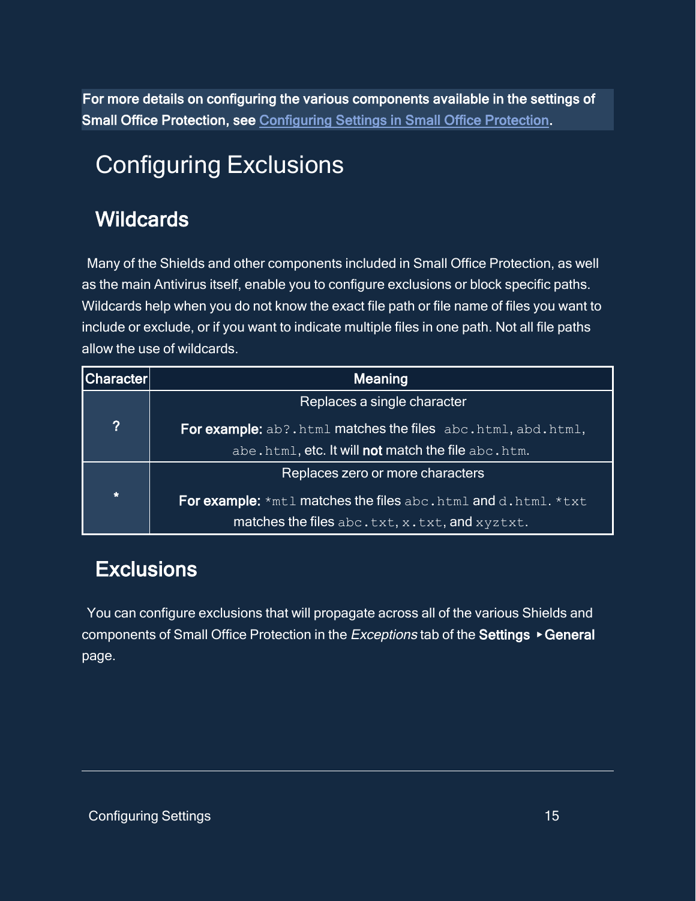**For more details on configuring the various components available in the settings of Small Office Protection, see Configuring Settings in Small Office Protection.**

# Configuring Exclusions

## Wildcards

Many of the Shields and other components included in Small Office Protection, as well as the main Antivirus itself, enable you to configure exclusions or block specific paths. Wildcards help when you do not know the exact file path or file name of files you want to include or exclude, or if you want to indicate multiple files in one path. Not all file paths allow the use of wildcards.

| Character | Meaning |
| --- | --- |
| **?** | Replaces a single character<br><br>**For example:** `ab?.html` matches the files `abc.html`, `abd.html`, `abe.html`, etc. It will **not** match the file `abc.htm`. |
| **\*** | Replaces zero or more characters<br><br>**For example:** `*mtl` matches the files `abc.html` and `d.html`. `*txt` matches the files `abc.txt`, `x.txt`, and `xyztxt`. |

## Exclusions

You can configure exclusions that will propagate across all of the various Shields and components of Small Office Protection in the *Exceptions* tab of the **Settings ▸ General** page.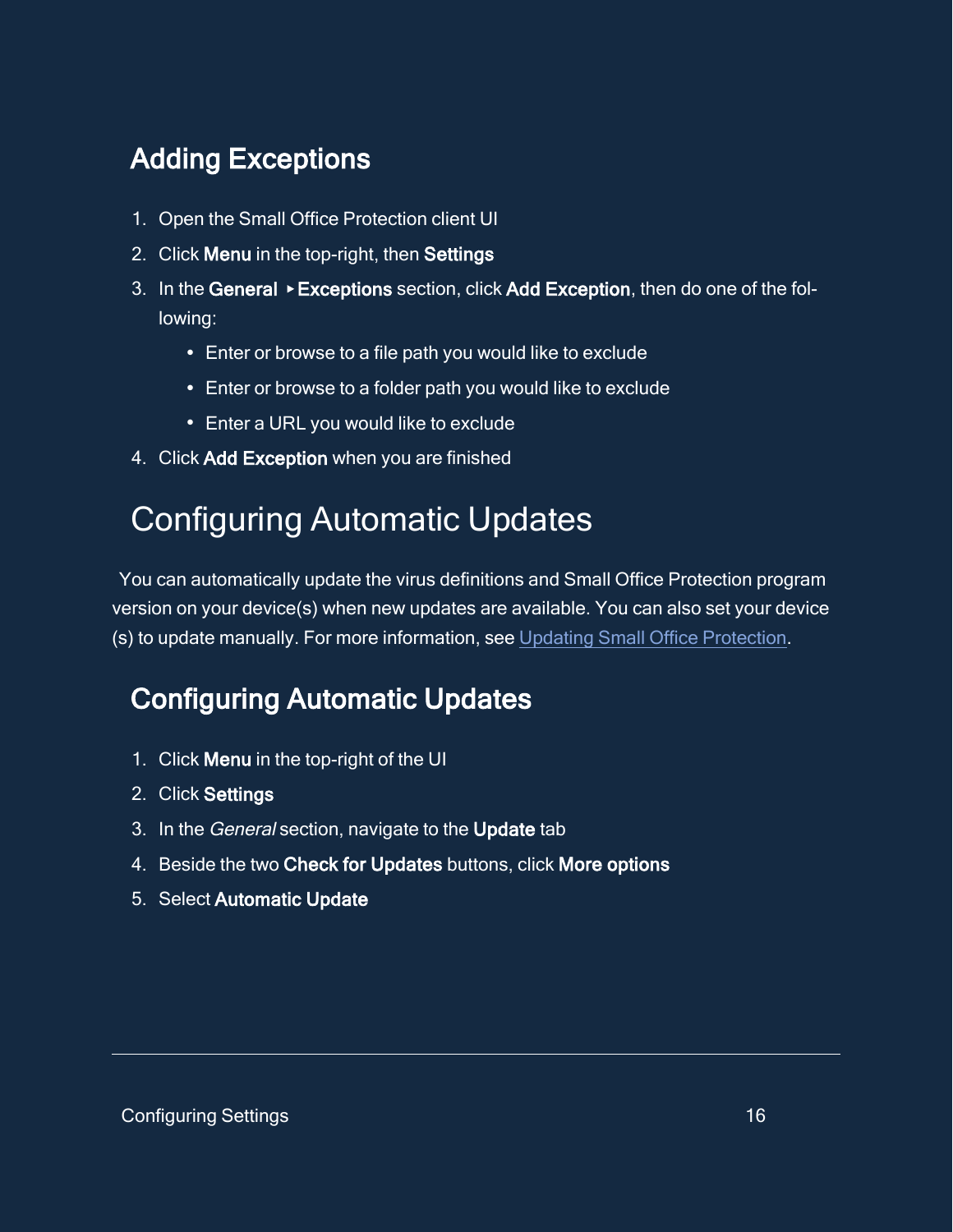## Adding Exceptions

1. Open the Small Office Protection client UI
2. Click **Menu** in the top-right, then **Settings**
3. In the **General ▸ Exceptions** section, click **Add Exception**, then do one of the following:
   - Enter or browse to a file path you would like to exclude
   - Enter or browse to a folder path you would like to exclude
   - Enter a URL you would like to exclude
4. Click **Add Exception** when you are finished

# Configuring Automatic Updates

You can automatically update the virus definitions and Small Office Protection program version on your device(s) when new updates are available. You can also set your device (s) to update manually. For more information, see Updating Small Office Protection.

## Configuring Automatic Updates

1. Click **Menu** in the top-right of the UI
2. Click **Settings**
3. In the *General* section, navigate to the **Update** tab
4. Beside the two **Check for Updates** buttons, click **More options**
5. Select **Automatic Update**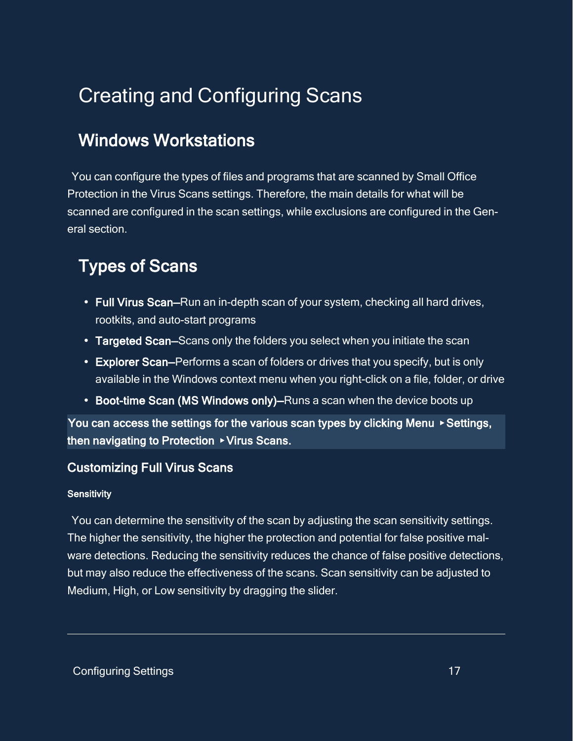# Creating and Configuring Scans

## Windows Workstations

You can configure the types of files and programs that are scanned by Small Office Protection in the Virus Scans settings. Therefore, the main details for what will be scanned are configured in the scan settings, while exclusions are configured in the General section.

## Types of Scans

- **Full Virus Scan**—Run an in-depth scan of your system, checking all hard drives, rootkits, and auto-start programs
- **Targeted Scan**—Scans only the folders you select when you initiate the scan
- **Explorer Scan**—Performs a scan of folders or drives that you specify, but is only available in the Windows context menu when you right-click on a file, folder, or drive
- **Boot-time Scan (MS Windows only)**—Runs a scan when the device boots up

**You can access the settings for the various scan types by clicking Menu ▸Settings, then navigating to Protection ▸Virus Scans.**

### Customizing Full Virus Scans

#### Sensitivity

You can determine the sensitivity of the scan by adjusting the scan sensitivity settings. The higher the sensitivity, the higher the protection and potential for false positive malware detections. Reducing the sensitivity reduces the chance of false positive detections, but may also reduce the effectiveness of the scans. Scan sensitivity can be adjusted to Medium, High, or Low sensitivity by dragging the slider.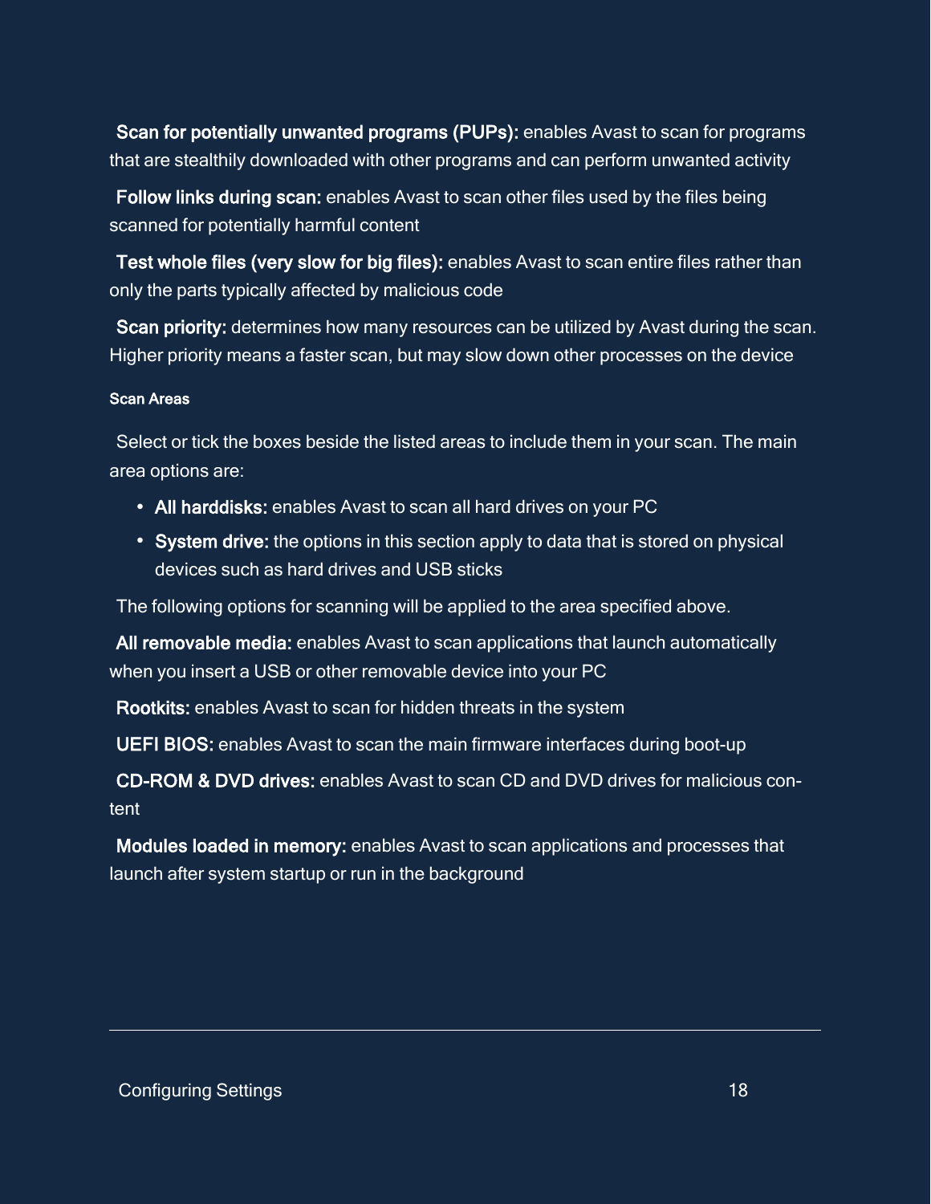**Scan for potentially unwanted programs (PUPs):** enables Avast to scan for programs that are stealthily downloaded with other programs and can perform unwanted activity

**Follow links during scan:** enables Avast to scan other files used by the files being scanned for potentially harmful content

**Test whole files (very slow for big files):** enables Avast to scan entire files rather than only the parts typically affected by malicious code

**Scan priority:** determines how many resources can be utilized by Avast during the scan. Higher priority means a faster scan, but may slow down other processes on the device

#### Scan Areas

Select or tick the boxes beside the listed areas to include them in your scan. The main area options are:

- **All harddisks:** enables Avast to scan all hard drives on your PC
- **System drive:** the options in this section apply to data that is stored on physical devices such as hard drives and USB sticks

The following options for scanning will be applied to the area specified above.

**All removable media:** enables Avast to scan applications that launch automatically when you insert a USB or other removable device into your PC

**Rootkits:** enables Avast to scan for hidden threats in the system

**UEFI BIOS:** enables Avast to scan the main firmware interfaces during boot-up

**CD-ROM & DVD drives:** enables Avast to scan CD and DVD drives for malicious content

**Modules loaded in memory:** enables Avast to scan applications and processes that launch after system startup or run in the background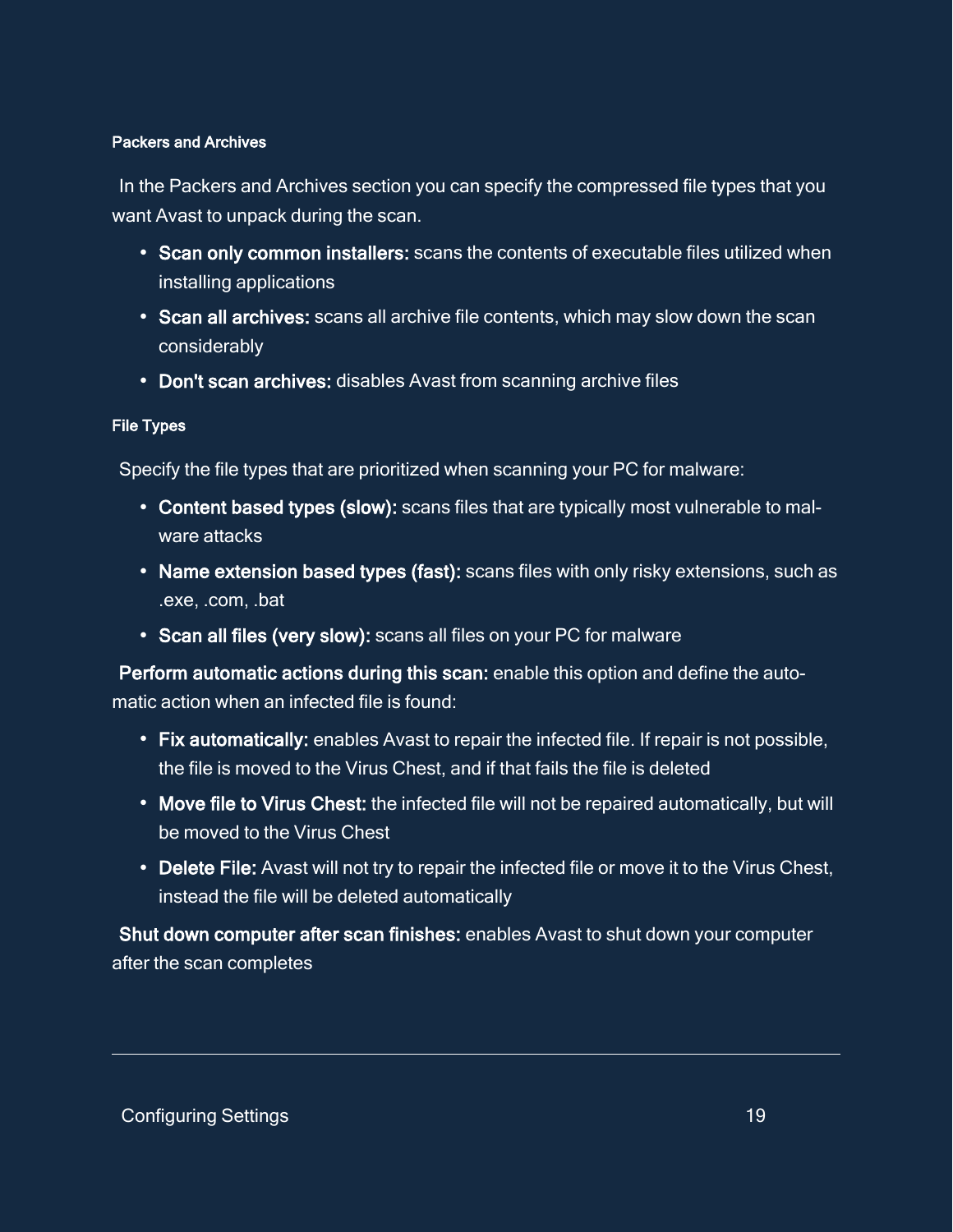#### Packers and Archives

In the Packers and Archives section you can specify the compressed file types that you want Avast to unpack during the scan.

- **Scan only common installers:** scans the contents of executable files utilized when installing applications
- **Scan all archives:** scans all archive file contents, which may slow down the scan considerably
- **Don't scan archives:** disables Avast from scanning archive files

#### File Types

Specify the file types that are prioritized when scanning your PC for malware:

- **Content based types (slow):** scans files that are typically most vulnerable to malware attacks
- **Name extension based types (fast):** scans files with only risky extensions, such as .exe, .com, .bat
- **Scan all files (very slow):** scans all files on your PC for malware

**Perform automatic actions during this scan:** enable this option and define the automatic action when an infected file is found:

- **Fix automatically:** enables Avast to repair the infected file. If repair is not possible, the file is moved to the Virus Chest, and if that fails the file is deleted
- **Move file to Virus Chest:** the infected file will not be repaired automatically, but will be moved to the Virus Chest
- **Delete File:** Avast will not try to repair the infected file or move it to the Virus Chest, instead the file will be deleted automatically

**Shut down computer after scan finishes:** enables Avast to shut down your computer after the scan completes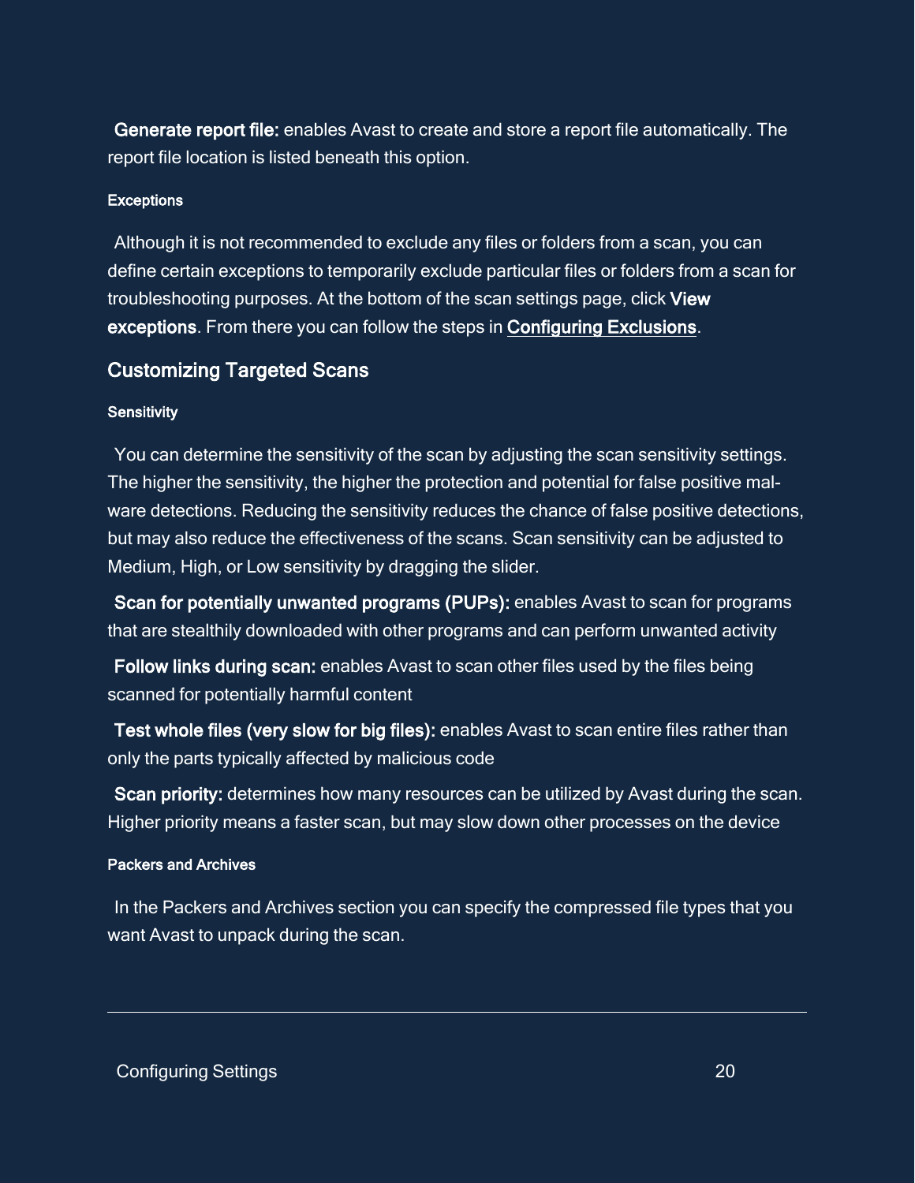**Generate report file:** enables Avast to create and store a report file automatically. The report file location is listed beneath this option.

#### Exceptions

Although it is not recommended to exclude any files or folders from a scan, you can define certain exceptions to temporarily exclude particular files or folders from a scan for troubleshooting purposes. At the bottom of the scan settings page, click **View exceptions**. From there you can follow the steps in **Configuring Exclusions**.

### Customizing Targeted Scans

#### Sensitivity

You can determine the sensitivity of the scan by adjusting the scan sensitivity settings. The higher the sensitivity, the higher the protection and potential for false positive malware detections. Reducing the sensitivity reduces the chance of false positive detections, but may also reduce the effectiveness of the scans. Scan sensitivity can be adjusted to Medium, High, or Low sensitivity by dragging the slider.

**Scan for potentially unwanted programs (PUPs):** enables Avast to scan for programs that are stealthily downloaded with other programs and can perform unwanted activity

**Follow links during scan:** enables Avast to scan other files used by the files being scanned for potentially harmful content

**Test whole files (very slow for big files):** enables Avast to scan entire files rather than only the parts typically affected by malicious code

**Scan priority:** determines how many resources can be utilized by Avast during the scan. Higher priority means a faster scan, but may slow down other processes on the device

#### Packers and Archives

In the Packers and Archives section you can specify the compressed file types that you want Avast to unpack during the scan.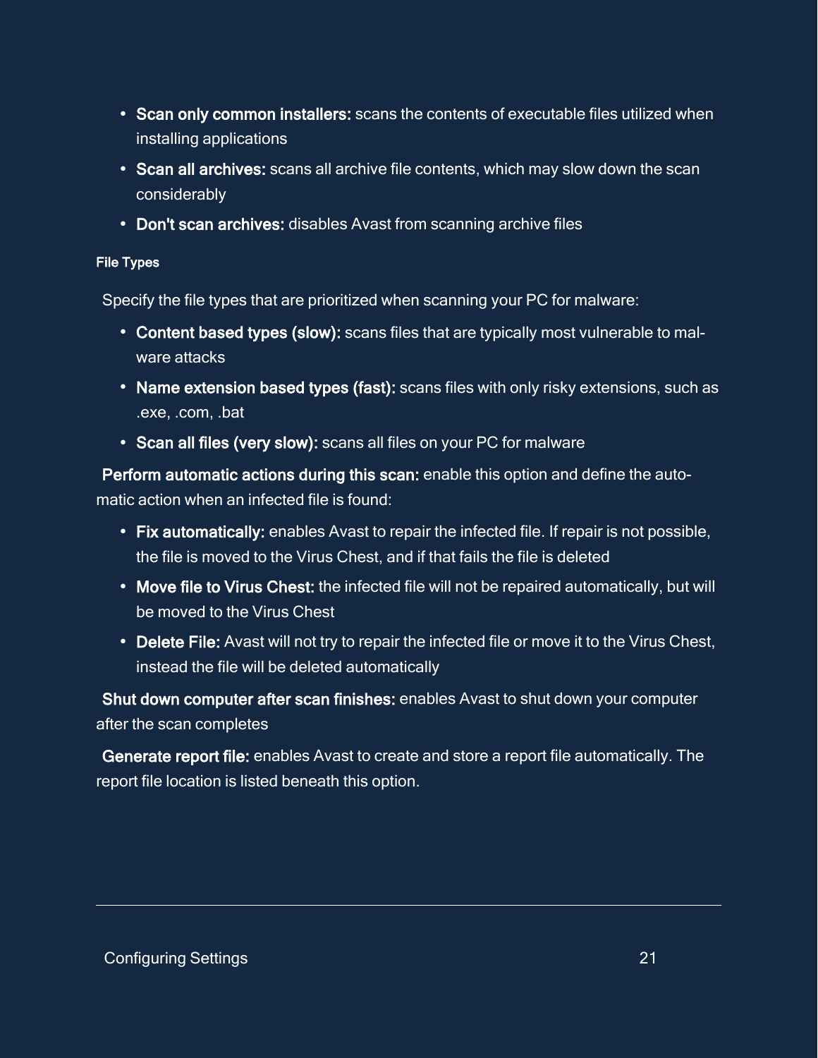- **Scan only common installers:** scans the contents of executable files utilized when installing applications
- **Scan all archives:** scans all archive file contents, which may slow down the scan considerably
- **Don't scan archives:** disables Avast from scanning archive files

#### File Types

Specify the file types that are prioritized when scanning your PC for malware:

- **Content based types (slow):** scans files that are typically most vulnerable to malware attacks
- **Name extension based types (fast):** scans files with only risky extensions, such as .exe, .com, .bat
- **Scan all files (very slow):** scans all files on your PC for malware

**Perform automatic actions during this scan:** enable this option and define the automatic action when an infected file is found:

- **Fix automatically:** enables Avast to repair the infected file. If repair is not possible, the file is moved to the Virus Chest, and if that fails the file is deleted
- **Move file to Virus Chest:** the infected file will not be repaired automatically, but will be moved to the Virus Chest
- **Delete File:** Avast will not try to repair the infected file or move it to the Virus Chest, instead the file will be deleted automatically

**Shut down computer after scan finishes:** enables Avast to shut down your computer after the scan completes

**Generate report file:** enables Avast to create and store a report file automatically. The report file location is listed beneath this option.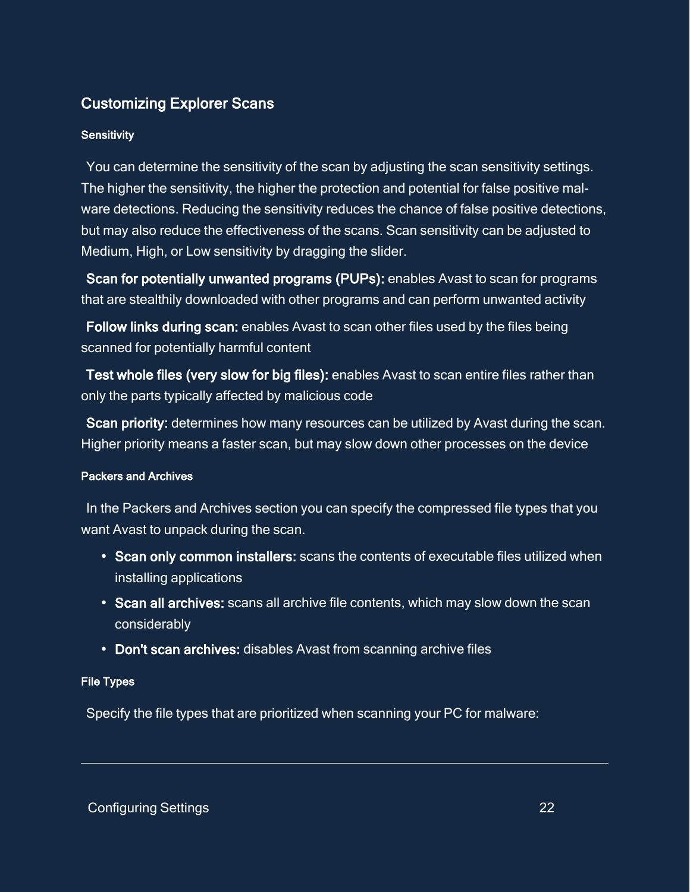## Customizing Explorer Scans

#### Sensitivity

You can determine the sensitivity of the scan by adjusting the scan sensitivity settings. The higher the sensitivity, the higher the protection and potential for false positive malware detections. Reducing the sensitivity reduces the chance of false positive detections, but may also reduce the effectiveness of the scans. Scan sensitivity can be adjusted to Medium, High, or Low sensitivity by dragging the slider.

**Scan for potentially unwanted programs (PUPs):** enables Avast to scan for programs that are stealthily downloaded with other programs and can perform unwanted activity

**Follow links during scan:** enables Avast to scan other files used by the files being scanned for potentially harmful content

**Test whole files (very slow for big files):** enables Avast to scan entire files rather than only the parts typically affected by malicious code

**Scan priority:** determines how many resources can be utilized by Avast during the scan. Higher priority means a faster scan, but may slow down other processes on the device

#### Packers and Archives

In the Packers and Archives section you can specify the compressed file types that you want Avast to unpack during the scan.

- **Scan only common installers:** scans the contents of executable files utilized when installing applications
- **Scan all archives:** scans all archive file contents, which may slow down the scan considerably
- **Don't scan archives:** disables Avast from scanning archive files

#### File Types

Specify the file types that are prioritized when scanning your PC for malware: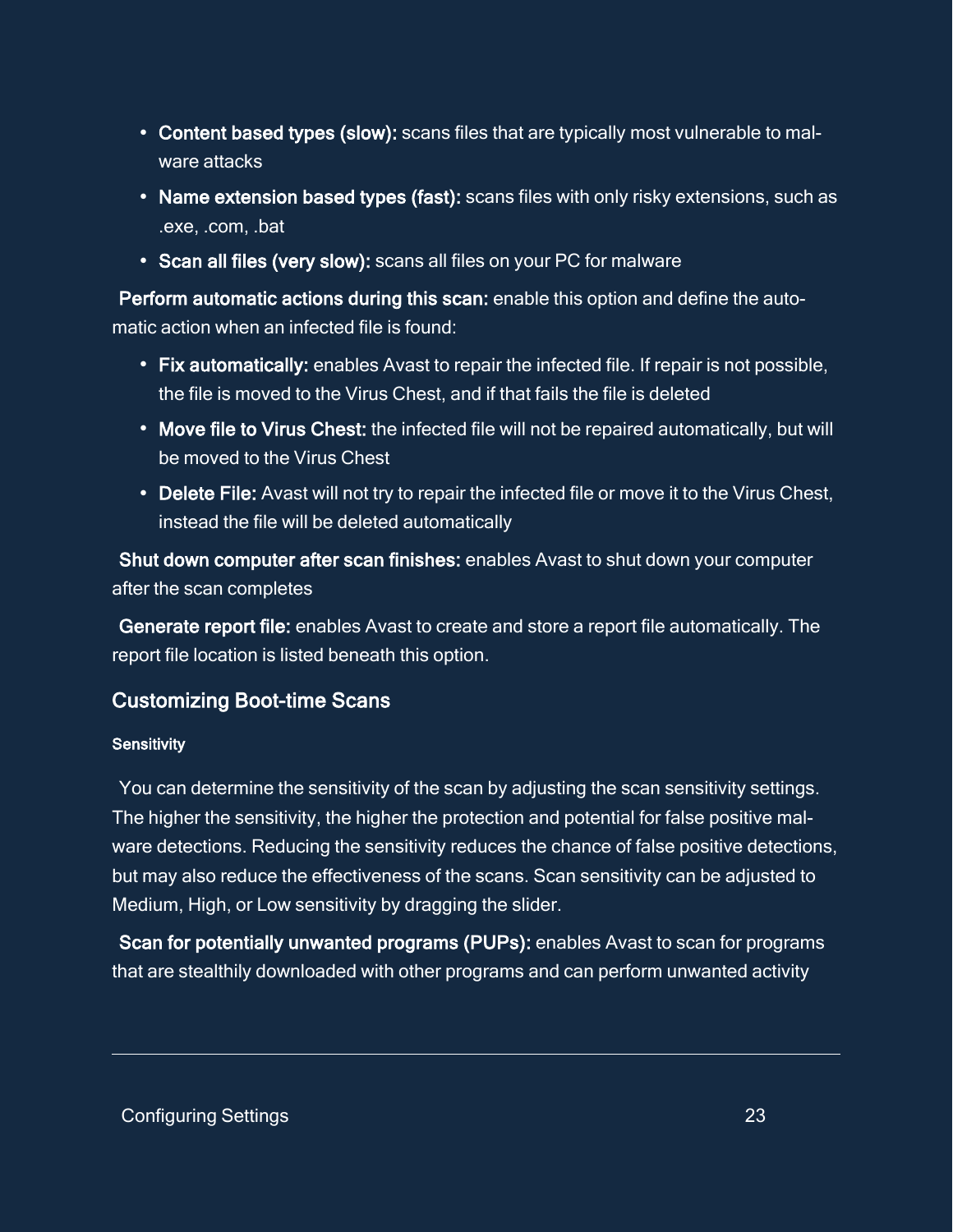- **Content based types (slow):** scans files that are typically most vulnerable to malware attacks
- **Name extension based types (fast):** scans files with only risky extensions, such as .exe, .com, .bat
- **Scan all files (very slow):** scans all files on your PC for malware

**Perform automatic actions during this scan:** enable this option and define the automatic action when an infected file is found:

- **Fix automatically:** enables Avast to repair the infected file. If repair is not possible, the file is moved to the Virus Chest, and if that fails the file is deleted
- **Move file to Virus Chest:** the infected file will not be repaired automatically, but will be moved to the Virus Chest
- **Delete File:** Avast will not try to repair the infected file or move it to the Virus Chest, instead the file will be deleted automatically

**Shut down computer after scan finishes:** enables Avast to shut down your computer after the scan completes

**Generate report file:** enables Avast to create and store a report file automatically. The report file location is listed beneath this option.

## Customizing Boot-time Scans

#### Sensitivity

You can determine the sensitivity of the scan by adjusting the scan sensitivity settings. The higher the sensitivity, the higher the protection and potential for false positive malware detections. Reducing the sensitivity reduces the chance of false positive detections, but may also reduce the effectiveness of the scans. Scan sensitivity can be adjusted to Medium, High, or Low sensitivity by dragging the slider.

**Scan for potentially unwanted programs (PUPs):** enables Avast to scan for programs that are stealthily downloaded with other programs and can perform unwanted activity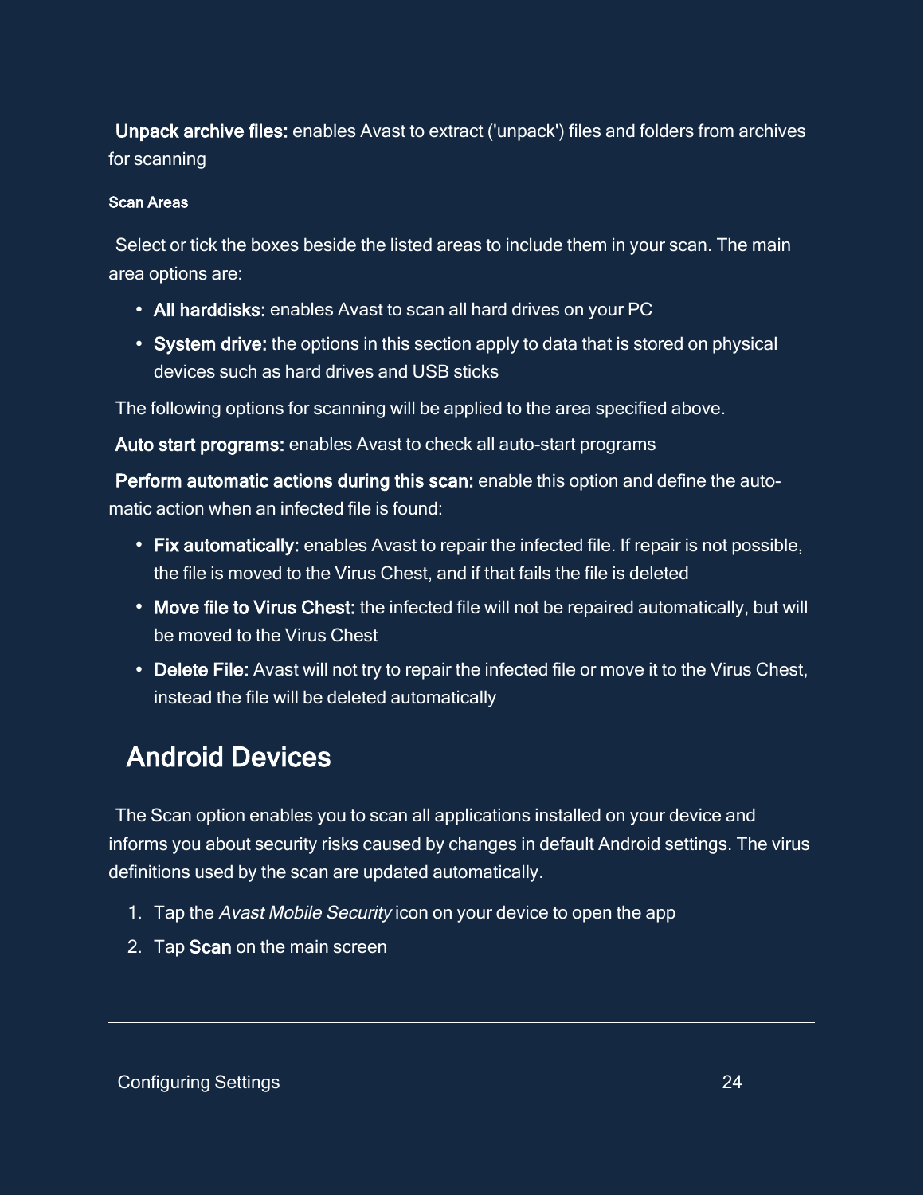**Unpack archive files:** enables Avast to extract ('unpack') files and folders from archives for scanning

#### Scan Areas

Select or tick the boxes beside the listed areas to include them in your scan. The main area options are:

- **All harddisks:** enables Avast to scan all hard drives on your PC
- **System drive:** the options in this section apply to data that is stored on physical devices such as hard drives and USB sticks

The following options for scanning will be applied to the area specified above.

**Auto start programs:** enables Avast to check all auto-start programs

**Perform automatic actions during this scan:** enable this option and define the automatic action when an infected file is found:

- **Fix automatically:** enables Avast to repair the infected file. If repair is not possible, the file is moved to the Virus Chest, and if that fails the file is deleted
- **Move file to Virus Chest:** the infected file will not be repaired automatically, but will be moved to the Virus Chest
- **Delete File:** Avast will not try to repair the infected file or move it to the Virus Chest, instead the file will be deleted automatically

## Android Devices

The Scan option enables you to scan all applications installed on your device and informs you about security risks caused by changes in default Android settings. The virus definitions used by the scan are updated automatically.

1. Tap the *Avast Mobile Security* icon on your device to open the app
2. Tap **Scan** on the main screen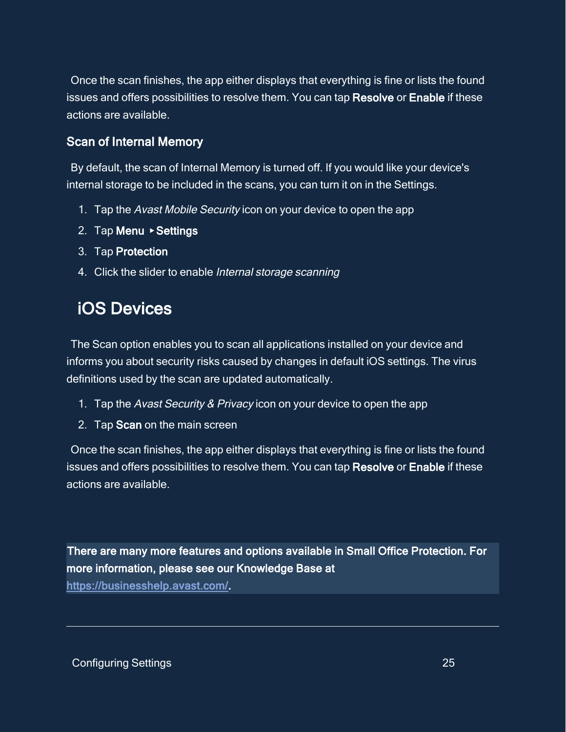Once the scan finishes, the app either displays that everything is fine or lists the found issues and offers possibilities to resolve them. You can tap **Resolve** or **Enable** if these actions are available.

### Scan of Internal Memory

By default, the scan of Internal Memory is turned off. If you would like your device's internal storage to be included in the scans, you can turn it on in the Settings.

1. Tap the *Avast Mobile Security* icon on your device to open the app
2. Tap **Menu** ▸ **Settings**
3. Tap **Protection**
4. Click the slider to enable *Internal storage scanning*

## iOS Devices

The Scan option enables you to scan all applications installed on your device and informs you about security risks caused by changes in default iOS settings. The virus definitions used by the scan are updated automatically.

1. Tap the *Avast Security & Privacy* icon on your device to open the app
2. Tap **Scan** on the main screen

Once the scan finishes, the app either displays that everything is fine or lists the found issues and offers possibilities to resolve them. You can tap **Resolve** or **Enable** if these actions are available.

**There are many more features and options available in Small Office Protection. For more information, please see our Knowledge Base at [https://businesshelp.avast.com/](https://businesshelp.avast.com/).**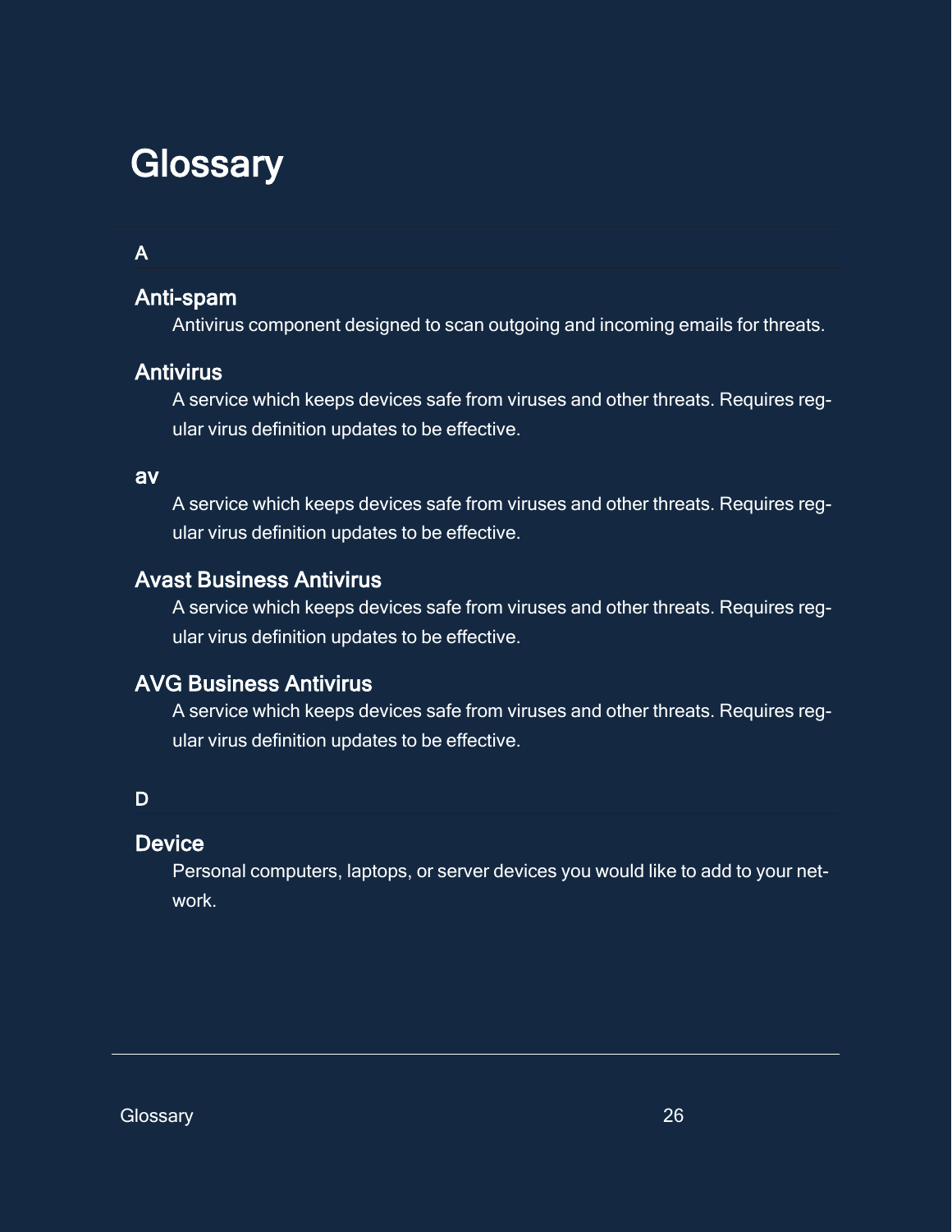# Glossary

## A

### Anti-spam

Antivirus component designed to scan outgoing and incoming emails for threats.

### Antivirus

A service which keeps devices safe from viruses and other threats. Requires regular virus definition updates to be effective.

### av

A service which keeps devices safe from viruses and other threats. Requires regular virus definition updates to be effective.

### Avast Business Antivirus

A service which keeps devices safe from viruses and other threats. Requires regular virus definition updates to be effective.

### AVG Business Antivirus

A service which keeps devices safe from viruses and other threats. Requires regular virus definition updates to be effective.

## D

### Device

Personal computers, laptops, or server devices you would like to add to your network.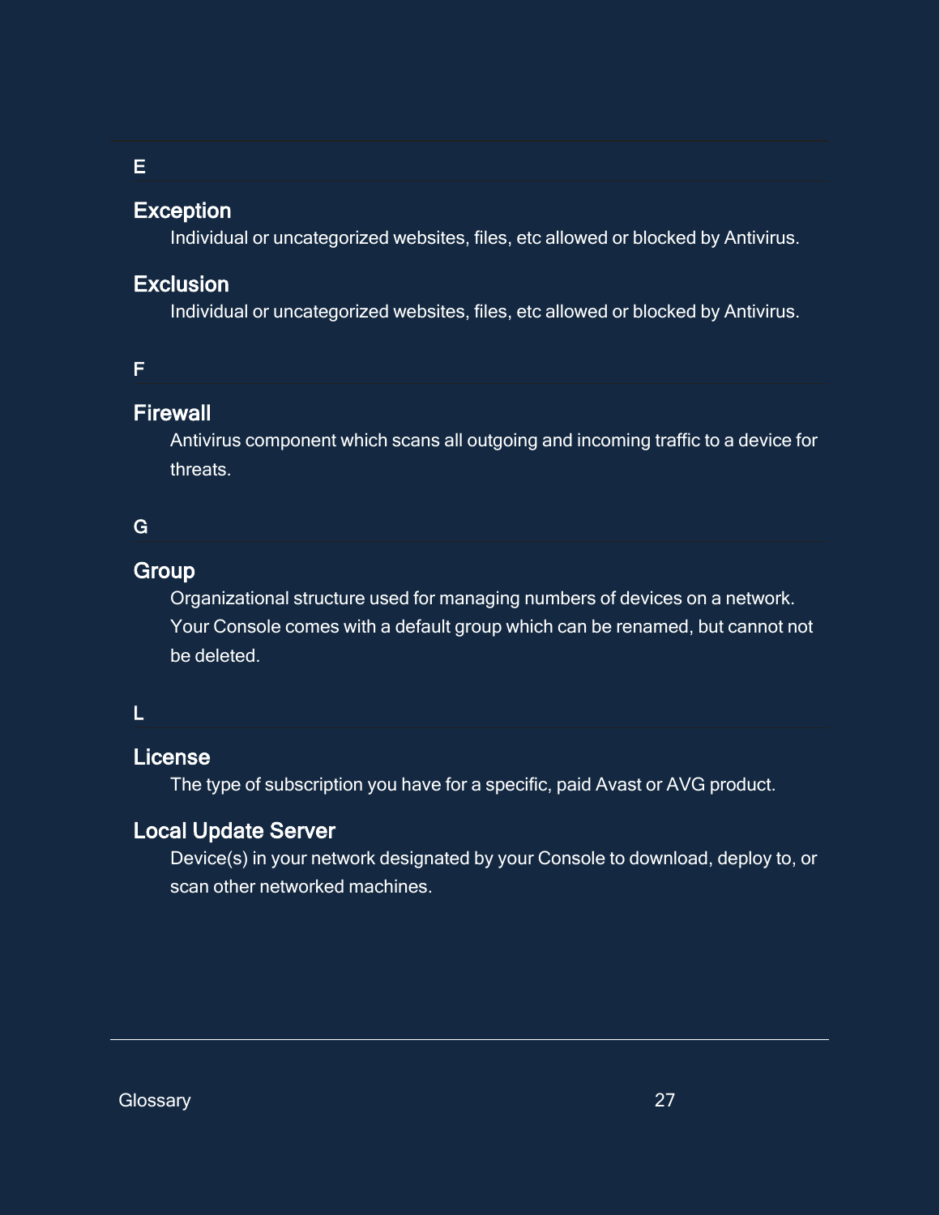## E

### Exception

Individual or uncategorized websites, files, etc allowed or blocked by Antivirus.

### Exclusion

Individual or uncategorized websites, files, etc allowed or blocked by Antivirus.

## F

### Firewall

Antivirus component which scans all outgoing and incoming traffic to a device for threats.

## G

### Group

Organizational structure used for managing numbers of devices on a network. Your Console comes with a default group which can be renamed, but cannot not be deleted.

## L

### License

The type of subscription you have for a specific, paid Avast or AVG product.

### Local Update Server

Device(s) in your network designated by your Console to download, deploy to, or scan other networked machines.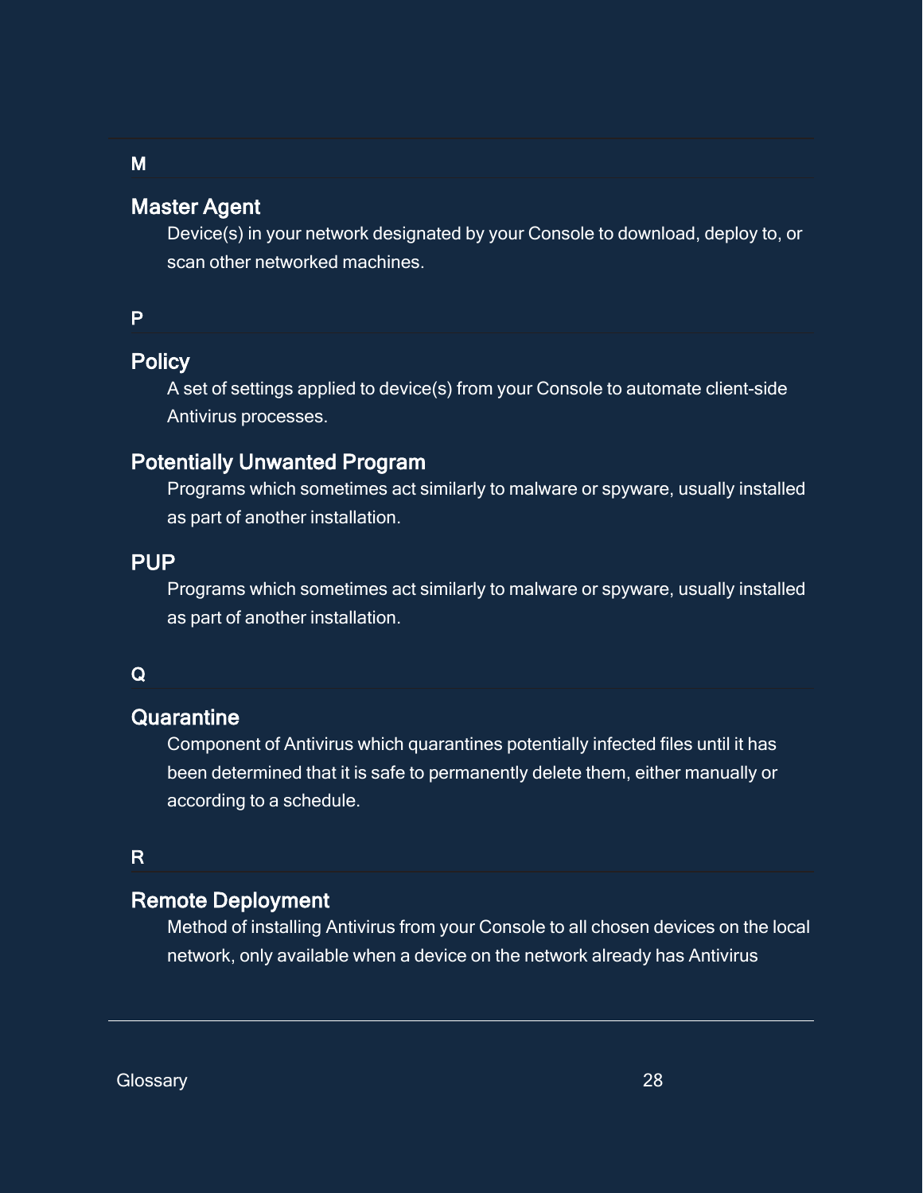## M

### Master Agent

Device(s) in your network designated by your Console to download, deploy to, or scan other networked machines.

## P

### Policy

A set of settings applied to device(s) from your Console to automate client-side Antivirus processes.

### Potentially Unwanted Program

Programs which sometimes act similarly to malware or spyware, usually installed as part of another installation.

### PUP

Programs which sometimes act similarly to malware or spyware, usually installed as part of another installation.

## Q

### Quarantine

Component of Antivirus which quarantines potentially infected files until it has been determined that it is safe to permanently delete them, either manually or according to a schedule.

## R

### Remote Deployment

Method of installing Antivirus from your Console to all chosen devices on the local network, only available when a device on the network already has Antivirus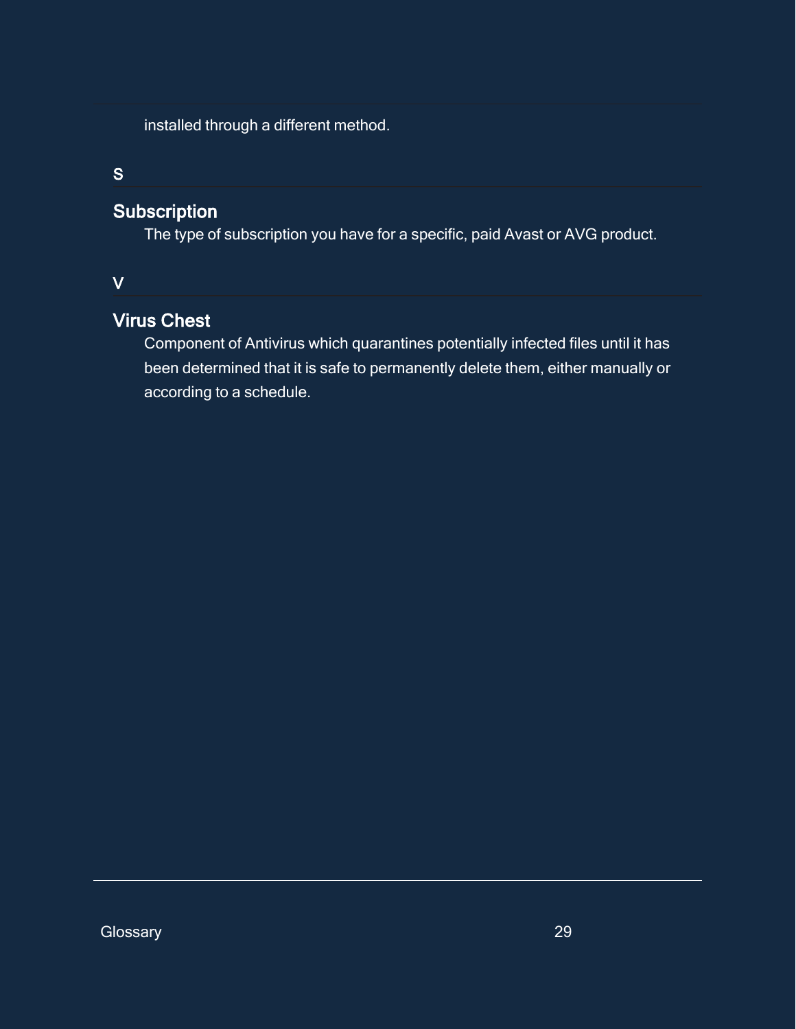installed through a different method.

## S

### Subscription

The type of subscription you have for a specific, paid Avast or AVG product.

## V

### Virus Chest

Component of Antivirus which quarantines potentially infected files until it has been determined that it is safe to permanently delete them, either manually or according to a schedule.